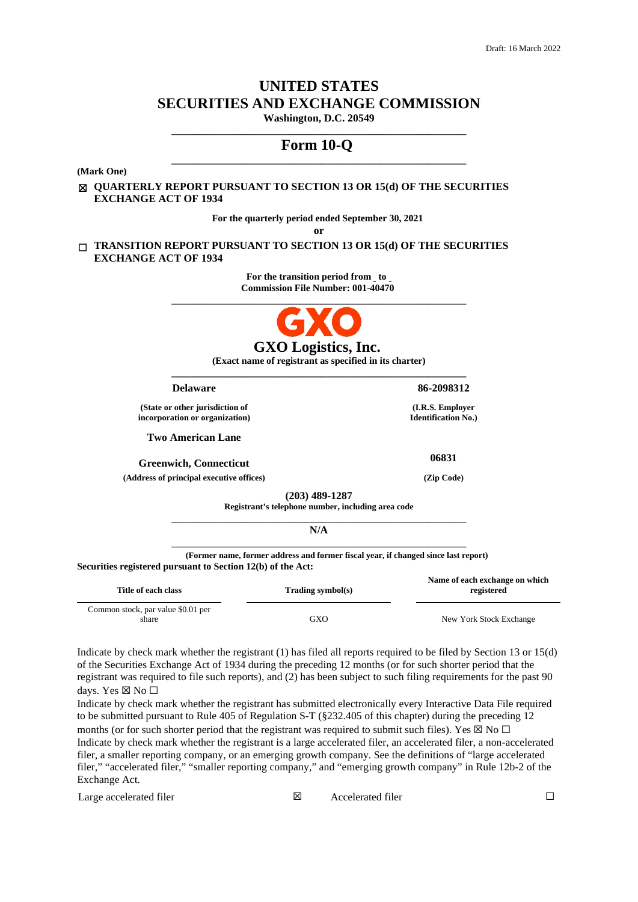Draft: 16 March 2022

# UNITED STATES
# SECURITIES AND EXCHANGE COMMISSION
**Washington, D.C. 20549**

## Form 10-Q

**(Mark One)**

☒ **QUARTERLY REPORT PURSUANT TO SECTION 13 OR 15(d) OF THE SECURITIES EXCHANGE ACT OF 1934**

**For the quarterly period ended September 30, 2021**

**or**

☐ **TRANSITION REPORT PURSUANT TO SECTION 13 OR 15(d) OF THE SECURITIES EXCHANGE ACT OF 1934**

**For the transition period from _ to _**

**Commission File Number: 001-40470**

GXO

## GXO Logistics, Inc.
**(Exact name of registrant as specified in its charter)**

| **Delaware** | **86-2098312** |
|---|---|
| **(State or other jurisdiction of incorporation or organization)** | **(I.R.S. Employer Identification No.)** |
| **Two American Lane** | |
| **Greenwich, Connecticut** | **06831** |
| **(Address of principal executive offices)** | **(Zip Code)** |

**(203) 489-1287**
**Registrant's telephone number, including area code**

**N/A**

**(Former name, former address and former fiscal year, if changed since last report)**

**Securities registered pursuant to Section 12(b) of the Act:**

| Title of each class | Trading symbol(s) | Name of each exchange on which registered |
|---|---|---|
| Common stock, par value $0.01 per share | GXO | New York Stock Exchange |

Indicate by check mark whether the registrant (1) has filed all reports required to be filed by Section 13 or 15(d) of the Securities Exchange Act of 1934 during the preceding 12 months (or for such shorter period that the registrant was required to file such reports), and (2) has been subject to such filing requirements for the past 90 days. Yes ☒ No ☐

Indicate by check mark whether the registrant has submitted electronically every Interactive Data File required to be submitted pursuant to Rule 405 of Regulation S-T (§232.405 of this chapter) during the preceding 12 months (or for such shorter period that the registrant was required to submit such files). Yes ☒ No ☐

Indicate by check mark whether the registrant is a large accelerated filer, an accelerated filer, a non-accelerated filer, a smaller reporting company, or an emerging growth company. See the definitions of "large accelerated filer," "accelerated filer," "smaller reporting company," and "emerging growth company" in Rule 12b-2 of the Exchange Act.

| Large accelerated filer | ☒ | Accelerated filer | ☐ |
|---|---|---|---|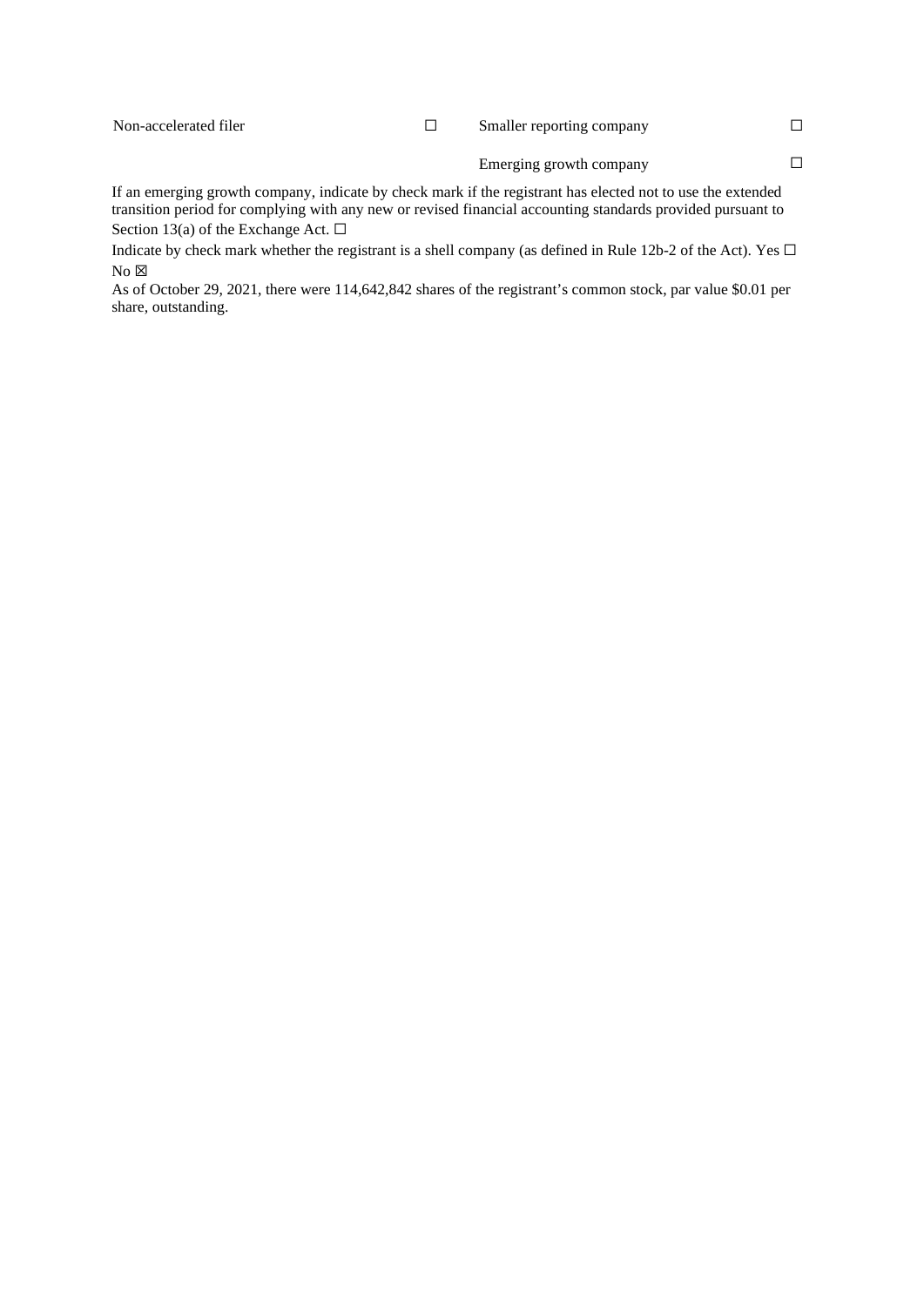| | | | |
|---|---|---|---|
| Non-accelerated filer | ☐ | Smaller reporting company | ☐ |
| | | Emerging growth company | ☐ |

If an emerging growth company, indicate by check mark if the registrant has elected not to use the extended transition period for complying with any new or revised financial accounting standards provided pursuant to Section 13(a) of the Exchange Act. ☐

Indicate by check mark whether the registrant is a shell company (as defined in Rule 12b-2 of the Act). Yes ☐ No ☒

As of October 29, 2021, there were 114,642,842 shares of the registrant's common stock, par value $0.01 per share, outstanding.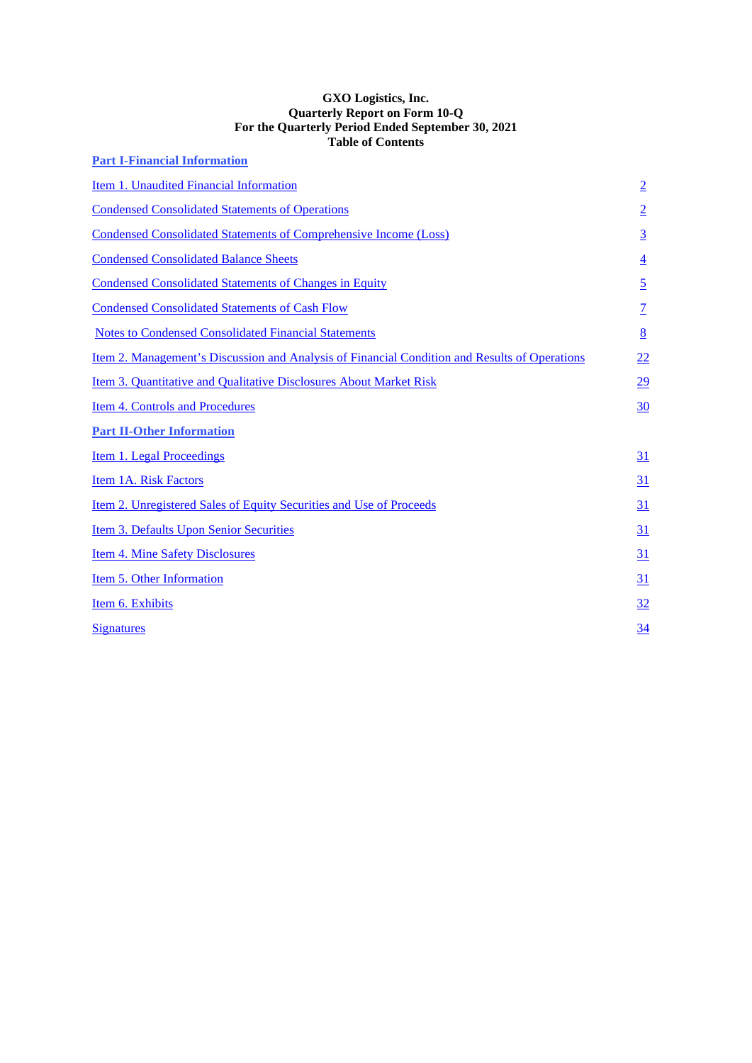**GXO Logistics, Inc.**
**Quarterly Report on Form 10-Q**
**For the Quarterly Period Ended September 30, 2021**
**Table of Contents**

| | |
|---|---|
| **Part I-Financial Information** | |
| Item 1. Unaudited Financial Information | 2 |
| Condensed Consolidated Statements of Operations | 2 |
| Condensed Consolidated Statements of Comprehensive Income (Loss) | 3 |
| Condensed Consolidated Balance Sheets | 4 |
| Condensed Consolidated Statements of Changes in Equity | 5 |
| Condensed Consolidated Statements of Cash Flow | 7 |
| Notes to Condensed Consolidated Financial Statements | 8 |
| Item 2. Management's Discussion and Analysis of Financial Condition and Results of Operations | 22 |
| Item 3. Quantitative and Qualitative Disclosures About Market Risk | 29 |
| Item 4. Controls and Procedures | 30 |
| **Part II-Other Information** | |
| Item 1. Legal Proceedings | 31 |
| Item 1A. Risk Factors | 31 |
| Item 2. Unregistered Sales of Equity Securities and Use of Proceeds | 31 |
| Item 3. Defaults Upon Senior Securities | 31 |
| Item 4. Mine Safety Disclosures | 31 |
| Item 5. Other Information | 31 |
| Item 6. Exhibits | 32 |
| Signatures | 34 |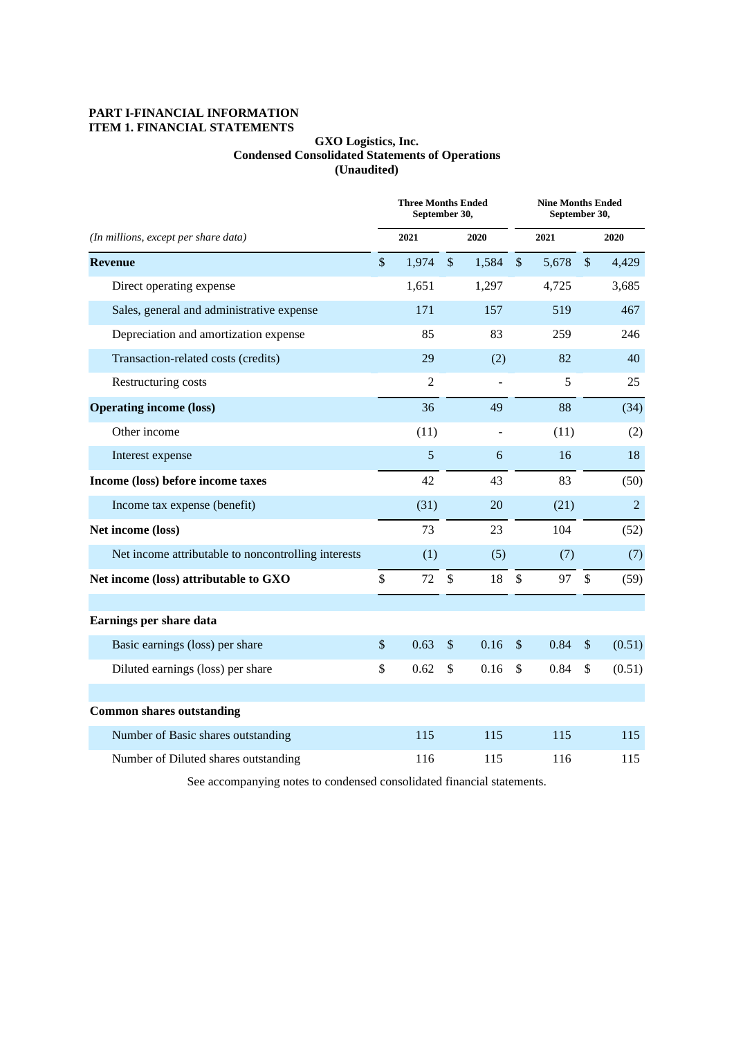**PART I-FINANCIAL INFORMATION**
**ITEM 1. FINANCIAL STATEMENTS**

**GXO Logistics, Inc.**
**Condensed Consolidated Statements of Operations**
**(Unaudited)**

| *(In millions, except per share data)* | Three Months Ended September 30, 2021 | Three Months Ended September 30, 2020 | Nine Months Ended September 30, 2021 | Nine Months Ended September 30, 2020 |
|---|---|---|---|---|
| **Revenue** | $ 1,974 | $ 1,584 | $ 5,678 | $ 4,429 |
| Direct operating expense | 1,651 | 1,297 | 4,725 | 3,685 |
| Sales, general and administrative expense | 171 | 157 | 519 | 467 |
| Depreciation and amortization expense | 85 | 83 | 259 | 246 |
| Transaction-related costs (credits) | 29 | (2) | 82 | 40 |
| Restructuring costs | 2 | - | 5 | 25 |
| **Operating income (loss)** | 36 | 49 | 88 | (34) |
| Other income | (11) | - | (11) | (2) |
| Interest expense | 5 | 6 | 16 | 18 |
| **Income (loss) before income taxes** | 42 | 43 | 83 | (50) |
| Income tax expense (benefit) | (31) | 20 | (21) | 2 |
| **Net income (loss)** | 73 | 23 | 104 | (52) |
| Net income attributable to noncontrolling interests | (1) | (5) | (7) | (7) |
| **Net income (loss) attributable to GXO** | $ 72 | $ 18 | $ 97 | $ (59) |
| | | | | |
| **Earnings per share data** | | | | |
| Basic earnings (loss) per share | $ 0.63 | $ 0.16 | $ 0.84 | $ (0.51) |
| Diluted earnings (loss) per share | $ 0.62 | $ 0.16 | $ 0.84 | $ (0.51) |
| | | | | |
| **Common shares outstanding** | | | | |
| Number of Basic shares outstanding | 115 | 115 | 115 | 115 |
| Number of Diluted shares outstanding | 116 | 115 | 116 | 115 |

See accompanying notes to condensed consolidated financial statements.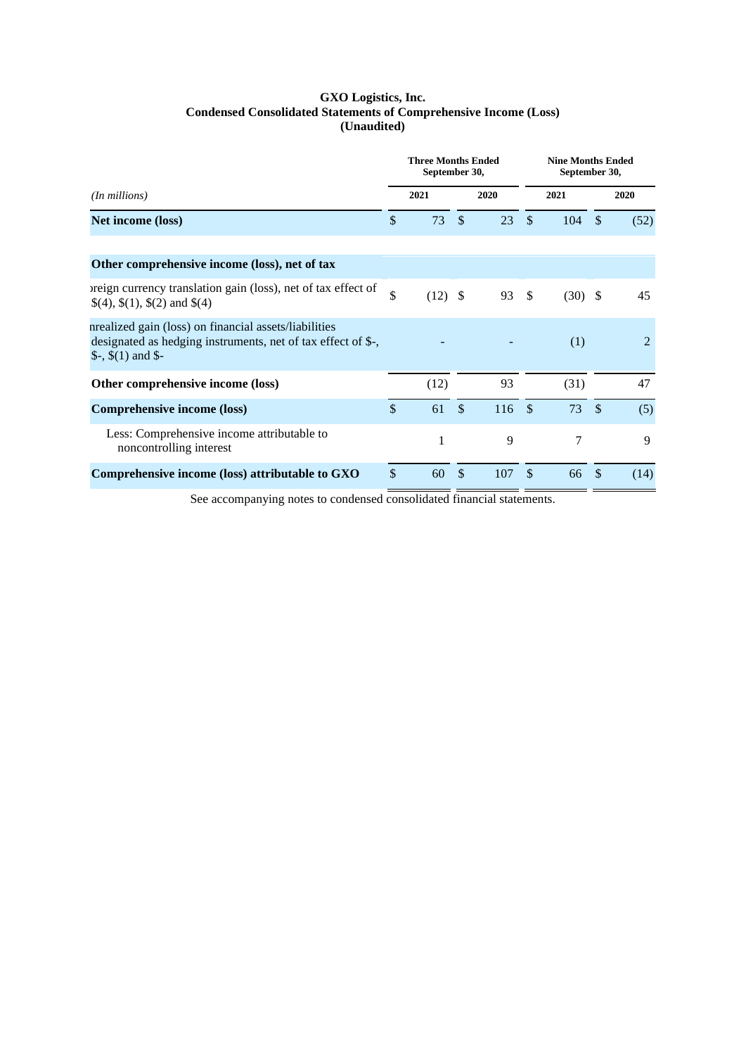**GXO Logistics, Inc.**
**Condensed Consolidated Statements of Comprehensive Income (Loss)**
**(Unaudited)**

| *(In millions)* | Three Months Ended September 30, 2021 | Three Months Ended September 30, 2020 | Nine Months Ended September 30, 2021 | Nine Months Ended September 30, 2020 |
|---|---|---|---|---|
| **Net income (loss)** | $ 73 | $ 23 | $ 104 | $ (52) |
| **Other comprehensive income (loss), net of tax** | | | | |
| Foreign currency translation gain (loss), net of tax effect of $(4), $(1), $(2) and $(4) | $ (12) | $ 93 | $ (30) | $ 45 |
| Unrealized gain (loss) on financial assets/liabilities designated as hedging instruments, net of tax effect of $-, $-, $(1) and $- | - | - | (1) | 2 |
| **Other comprehensive income (loss)** | (12) | 93 | (31) | 47 |
| **Comprehensive income (loss)** | $ 61 | $ 116 | $ 73 | $ (5) |
| Less: Comprehensive income attributable to noncontrolling interest | 1 | 9 | 7 | 9 |
| **Comprehensive income (loss) attributable to GXO** | $ 60 | $ 107 | $ 66 | $ (14) |

See accompanying notes to condensed consolidated financial statements.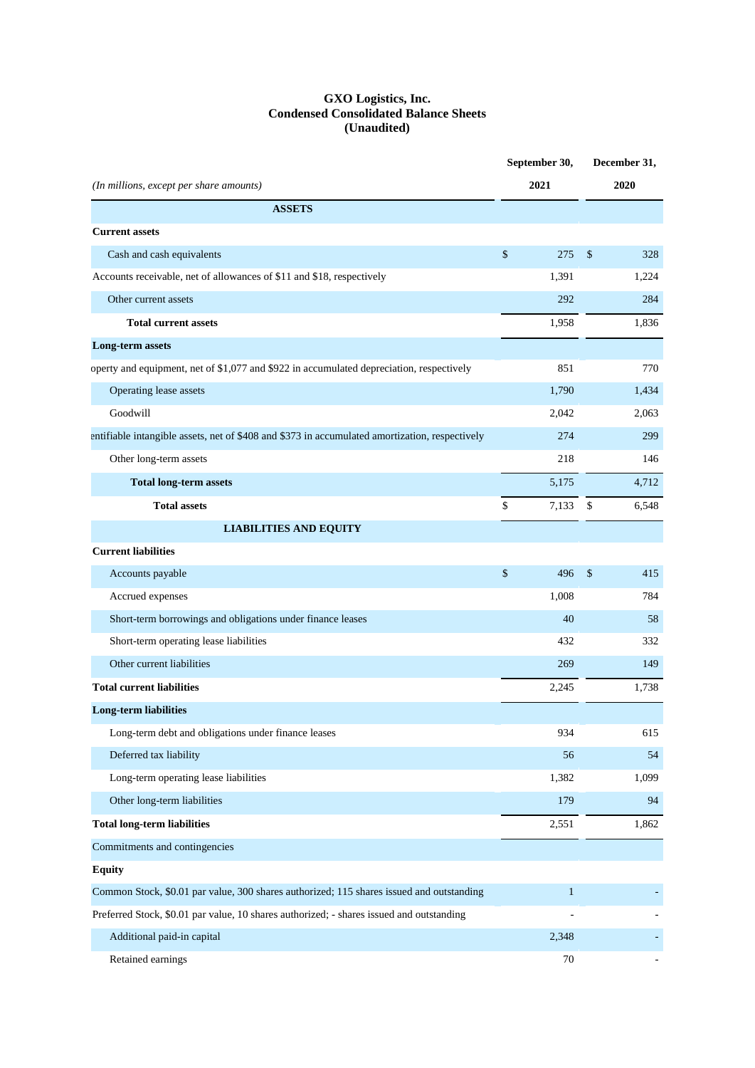# GXO Logistics, Inc.
## Condensed Consolidated Balance Sheets
### (Unaudited)

| (In millions, except per share amounts) | September 30, 2021 | December 31, 2020 |
|---|---|---|
| **ASSETS** | | |
| **Current assets** | | |
| Cash and cash equivalents | $ 275 | $ 328 |
| Accounts receivable, net of allowances of $11 and $18, respectively | 1,391 | 1,224 |
| Other current assets | 292 | 284 |
| **Total current assets** | 1,958 | 1,836 |
| **Long-term assets** | | |
| Property and equipment, net of $1,077 and $922 in accumulated depreciation, respectively | 851 | 770 |
| Operating lease assets | 1,790 | 1,434 |
| Goodwill | 2,042 | 2,063 |
| Identifiable intangible assets, net of $408 and $373 in accumulated amortization, respectively | 274 | 299 |
| Other long-term assets | 218 | 146 |
| **Total long-term assets** | 5,175 | 4,712 |
| **Total assets** | $ 7,133 | $ 6,548 |
| **LIABILITIES AND EQUITY** | | |
| **Current liabilities** | | |
| Accounts payable | $ 496 | $ 415 |
| Accrued expenses | 1,008 | 784 |
| Short-term borrowings and obligations under finance leases | 40 | 58 |
| Short-term operating lease liabilities | 432 | 332 |
| Other current liabilities | 269 | 149 |
| **Total current liabilities** | 2,245 | 1,738 |
| **Long-term liabilities** | | |
| Long-term debt and obligations under finance leases | 934 | 615 |
| Deferred tax liability | 56 | 54 |
| Long-term operating lease liabilities | 1,382 | 1,099 |
| Other long-term liabilities | 179 | 94 |
| **Total long-term liabilities** | 2,551 | 1,862 |
| Commitments and contingencies | | |
| **Equity** | | |
| Common Stock, $0.01 par value, 300 shares authorized; 115 shares issued and outstanding | 1 | - |
| Preferred Stock, $0.01 par value, 10 shares authorized; - shares issued and outstanding | - | - |
| Additional paid-in capital | 2,348 | - |
| Retained earnings | 70 | - |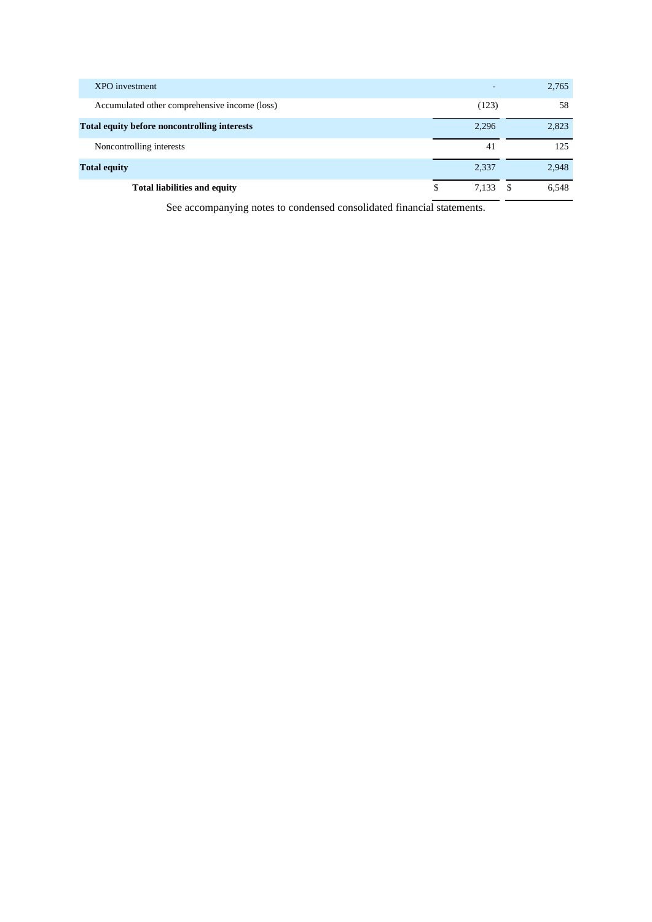| | | |
|---|---|---|
| XPO investment | - | 2,765 |
| Accumulated other comprehensive income (loss) | (123) | 58 |
| **Total equity before noncontrolling interests** | 2,296 | 2,823 |
| Noncontrolling interests | 41 | 125 |
| **Total equity** | 2,337 | 2,948 |
| **Total liabilities and equity** | $ 7,133 | $ 6,548 |

See accompanying notes to condensed consolidated financial statements.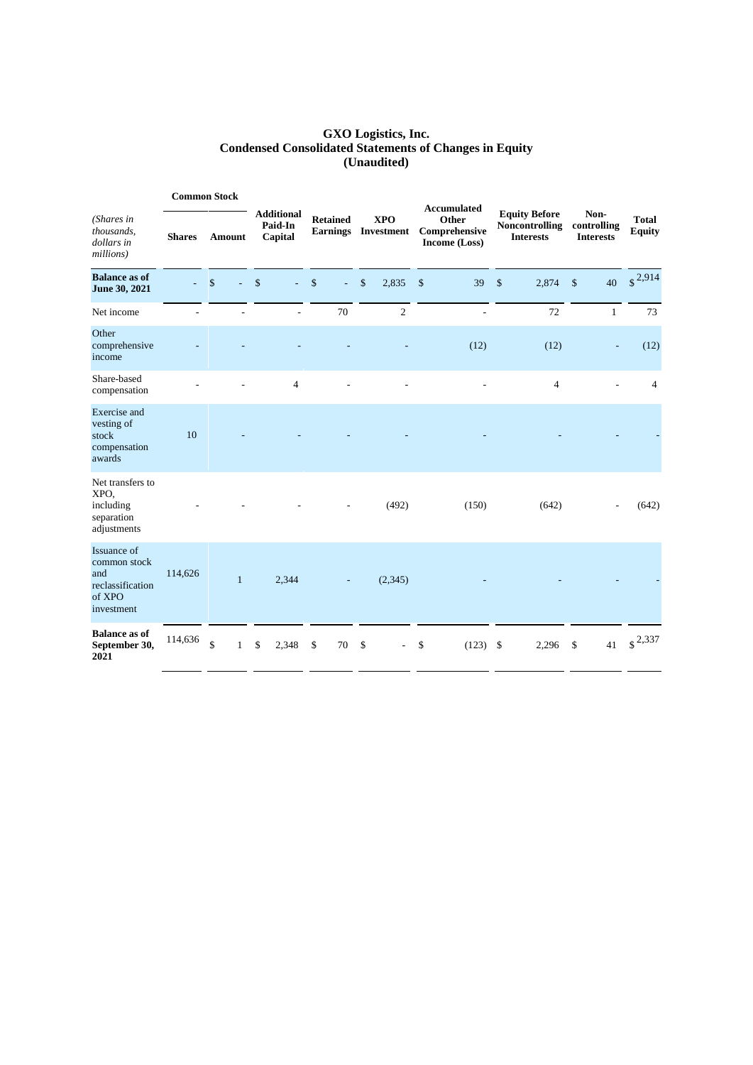# GXO Logistics, Inc.
## Condensed Consolidated Statements of Changes in Equity
## (Unaudited)

| *(Shares in thousands, dollars in millions)* | Common Stock | | Additional Paid-In Capital | Retained Earnings | XPO Investment | Accumulated Other Comprehensive Income (Loss) | Equity Before Noncontrolling Interests | Non-controlling Interests | Total Equity |
|---|---|---|---|---|---|---|---|---|---|
| | Shares | Amount | | | | | | | |
| **Balance as of June 30, 2021** | - | $ - | $ - | $ - | $ 2,835 | $ 39 | $ 2,874 | $ 40 | $ 2,914 |
| Net income | - | - | - | 70 | 2 | - | 72 | 1 | 73 |
| Other comprehensive income | - | - | - | - | - | (12) | (12) | - | (12) |
| Share-based compensation | - | - | 4 | - | - | - | 4 | - | 4 |
| Exercise and vesting of stock compensation awards | 10 | - | - | - | - | - | - | - | - |
| Net transfers to XPO, including separation adjustments | - | - | - | - | (492) | (150) | (642) | - | (642) |
| Issuance of common stock and reclassification of XPO investment | 114,626 | 1 | 2,344 | - | (2,345) | - | - | - | - |
| **Balance as of September 30, 2021** | 114,636 | $ 1 | $ 2,348 | $ 70 | $ - | $ (123) | $ 2,296 | $ 41 | $ 2,337 |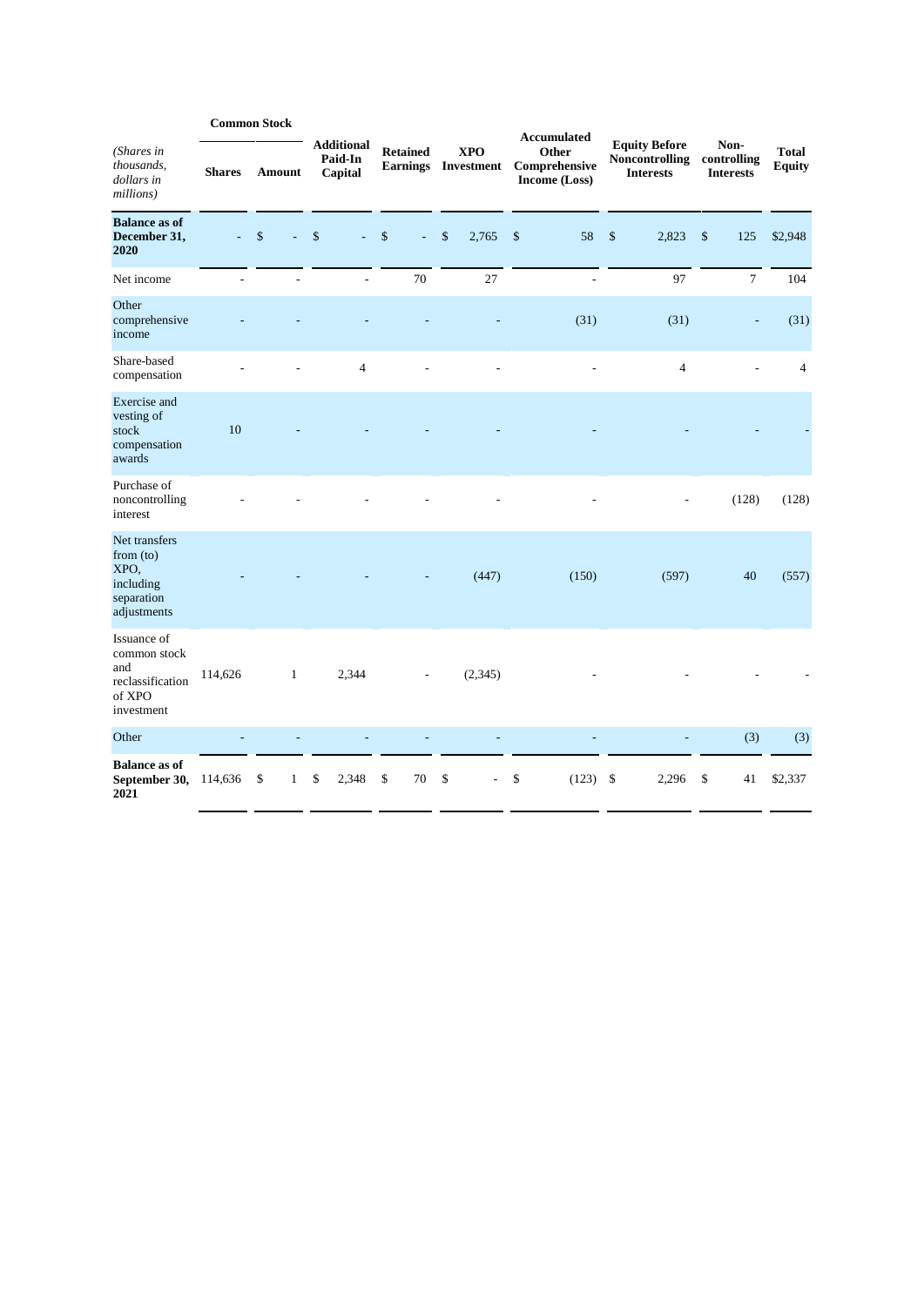| *(Shares in thousands, dollars in millions)* | Common Stock | | Additional Paid-In Capital | Retained Earnings | XPO Investment | Accumulated Other Comprehensive Income (Loss) | Equity Before Noncontrolling Interests | Non-controlling Interests | Total Equity |
|---|---|---|---|---|---|---|---|---|---|
| | **Shares** | **Amount** | | | | | | | |
| **Balance as of December 31, 2020** | - | $ - | $ - | $ - | $ 2,765 | $ 58 | $ 2,823 | $ 125 | $2,948 |
| Net income | - | - | - | 70 | 27 | - | 97 | 7 | 104 |
| Other comprehensive income | - | - | - | - | - | (31) | (31) | - | (31) |
| Share-based compensation | - | - | 4 | - | - | - | 4 | - | 4 |
| Exercise and vesting of stock compensation awards | 10 | - | - | - | - | - | - | - | - |
| Purchase of noncontrolling interest | - | - | - | - | - | - | - | (128) | (128) |
| Net transfers from (to) XPO, including separation adjustments | - | - | - | - | (447) | (150) | (597) | 40 | (557) |
| Issuance of common stock and reclassification of XPO investment | 114,626 | 1 | 2,344 | - | (2,345) | - | - | - | - |
| Other | - | - | - | - | - | - | - | (3) | (3) |
| **Balance as of September 30, 2021** | 114,636 | $ 1 | $ 2,348 | $ 70 | $ - | $ (123) | $ 2,296 | $ 41 | $2,337 |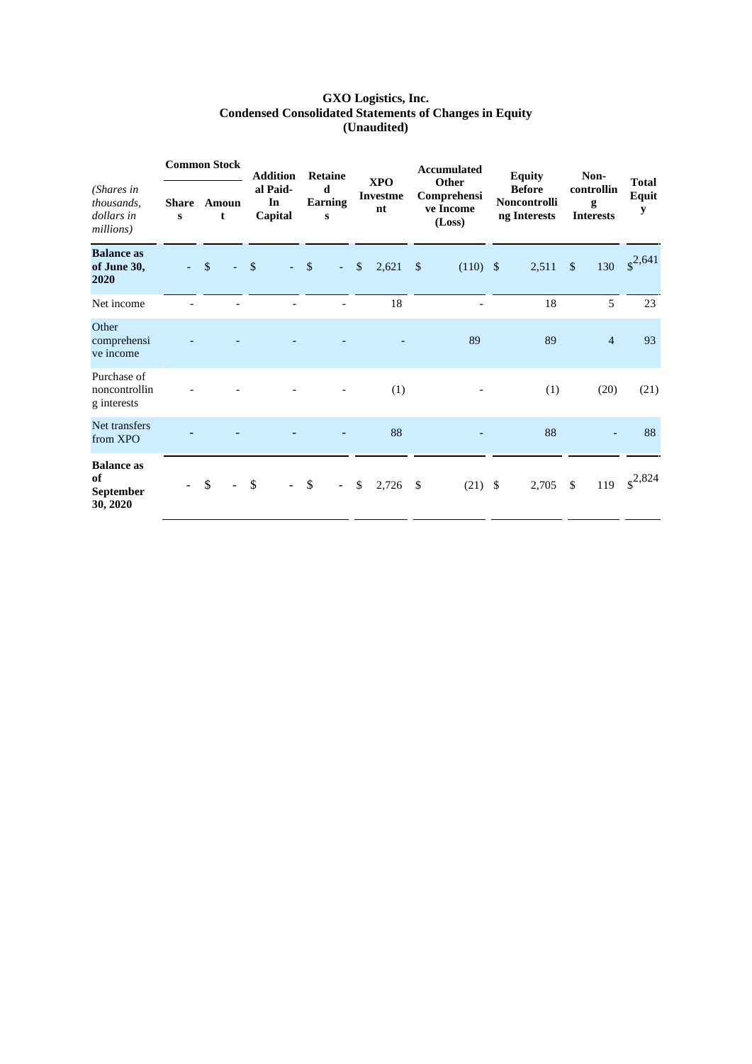# GXO Logistics, Inc.
## Condensed Consolidated Statements of Changes in Equity
### (Unaudited)

| *(Shares in thousands, dollars in millions)* | Common Stock | | Additional Paid-In Capital | Retained Earnings | XPO Investment | Accumulated Other Comprehensive Income (Loss) | Equity Before Noncontrolling Interests | Non-controlling Interests | Total Equity |
|---|---|---|---|---|---|---|---|---|---|
| | Shares | Amount | | | | | | | |
| **Balance as of June 30, 2020** | - | $ - | $ - | $ - | $ 2,621 | $ (110) | $ 2,511 | $ 130 | $ 2,641 |
| Net income | - | - | - | - | 18 | - | 18 | 5 | 23 |
| Other comprehensive income | - | - | - | - | - | 89 | 89 | 4 | 93 |
| Purchase of noncontrolling interests | - | - | - | - | (1) | - | (1) | (20) | (21) |
| Net transfers from XPO | - | - | - | - | 88 | - | 88 | - | 88 |
| **Balance as of September 30, 2020** | - | $ - | $ - | $ - | $ 2,726 | $ (21) | $ 2,705 | $ 119 | $ 2,824 |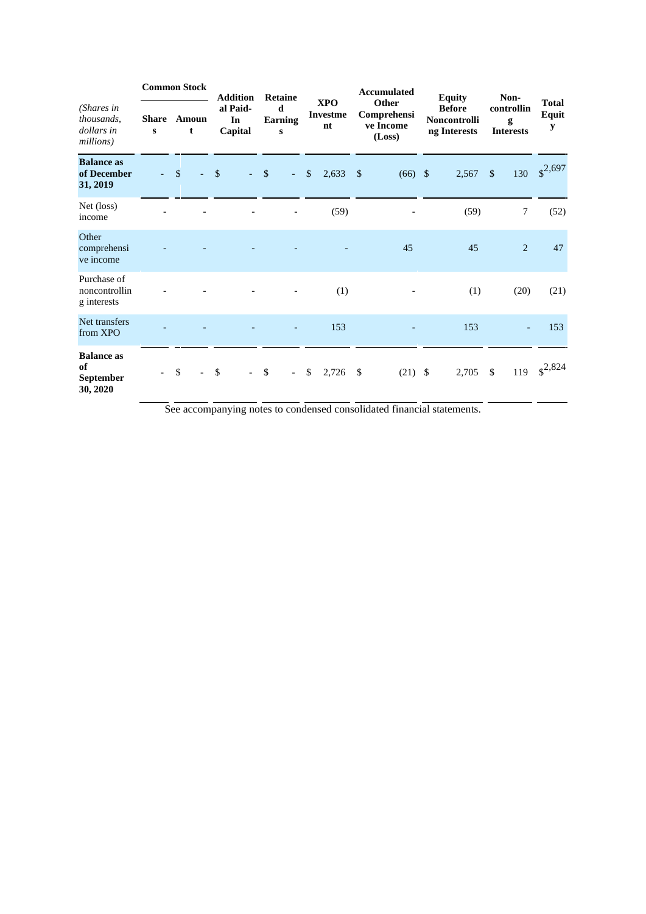| *(Shares in thousands, dollars in millions)* | Common Stock | | Additional Paid-In Capital | Retained Earnings | XPO Investment | Accumulated Other Comprehensive Income (Loss) | Equity Before Noncontrolling Interests | Non-controlling Interests | Total Equity |
|---|---|---|---|---|---|---|---|---|---|
| | Shares | Amount | | | | | | | |
| **Balance as of December 31, 2019** | - | $ - | $ - | $ - | $ 2,633 | $ (66) | $ 2,567 | $ 130 | $ 2,697 |
| Net (loss) income | - | - | - | - | (59) | - | (59) | 7 | (52) |
| Other comprehensive income | - | - | - | - | - | 45 | 45 | 2 | 47 |
| Purchase of noncontrolling interests | - | - | - | - | (1) | - | (1) | (20) | (21) |
| Net transfers from XPO | - | - | - | - | 153 | - | 153 | - | 153 |
| **Balance as of September 30, 2020** | - | $ - | $ - | $ - | $ 2,726 | $ (21) | $ 2,705 | $ 119 | $ 2,824 |

See accompanying notes to condensed consolidated financial statements.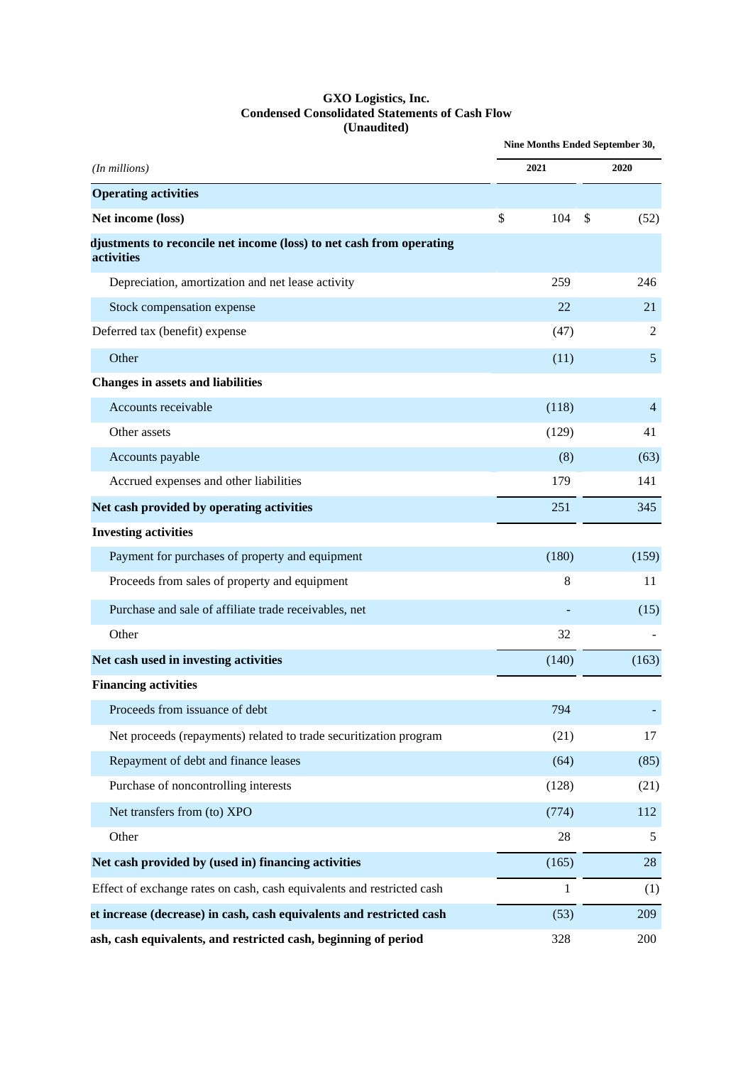**GXO Logistics, Inc.**
**Condensed Consolidated Statements of Cash Flow**
**(Unaudited)**

| *(In millions)* | Nine Months Ended September 30, 2021 | Nine Months Ended September 30, 2020 |
|---|---|---|
| **Operating activities** | | |
| **Net income (loss)** | $ 104 | $ (52) |
| **djustments to reconcile net income (loss) to net cash from operating activities** | | |
| Depreciation, amortization and net lease activity | 259 | 246 |
| Stock compensation expense | 22 | 21 |
| Deferred tax (benefit) expense | (47) | 2 |
| Other | (11) | 5 |
| **Changes in assets and liabilities** | | |
| Accounts receivable | (118) | 4 |
| Other assets | (129) | 41 |
| Accounts payable | (8) | (63) |
| Accrued expenses and other liabilities | 179 | 141 |
| **Net cash provided by operating activities** | 251 | 345 |
| **Investing activities** | | |
| Payment for purchases of property and equipment | (180) | (159) |
| Proceeds from sales of property and equipment | 8 | 11 |
| Purchase and sale of affiliate trade receivables, net | - | (15) |
| Other | 32 | - |
| **Net cash used in investing activities** | (140) | (163) |
| **Financing activities** | | |
| Proceeds from issuance of debt | 794 | - |
| Net proceeds (repayments) related to trade securitization program | (21) | 17 |
| Repayment of debt and finance leases | (64) | (85) |
| Purchase of noncontrolling interests | (128) | (21) |
| Net transfers from (to) XPO | (774) | 112 |
| Other | 28 | 5 |
| **Net cash provided by (used in) financing activities** | (165) | 28 |
| Effect of exchange rates on cash, cash equivalents and restricted cash | 1 | (1) |
| **et increase (decrease) in cash, cash equivalents and restricted cash** | (53) | 209 |
| **ash, cash equivalents, and restricted cash, beginning of period** | 328 | 200 |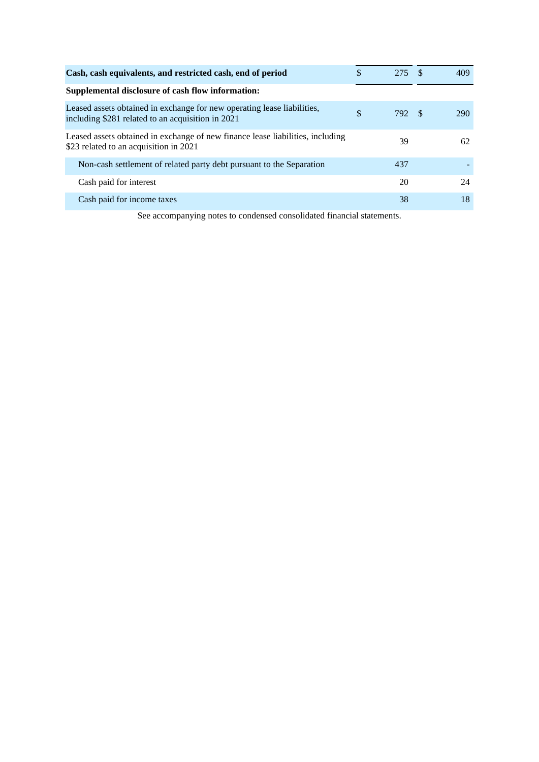| | | |
|---|---|---|
| **Cash, cash equivalents, and restricted cash, end of period** | $ 275 | $ 409 |
| **Supplemental disclosure of cash flow information:** | | |
| Leased assets obtained in exchange for new operating lease liabilities, including $281 related to an acquisition in 2021 | $ 792 | $ 290 |
| Leased assets obtained in exchange of new finance lease liabilities, including $23 related to an acquisition in 2021 | 39 | 62 |
| Non-cash settlement of related party debt pursuant to the Separation | 437 | - |
| Cash paid for interest | 20 | 24 |
| Cash paid for income taxes | 38 | 18 |

See accompanying notes to condensed consolidated financial statements.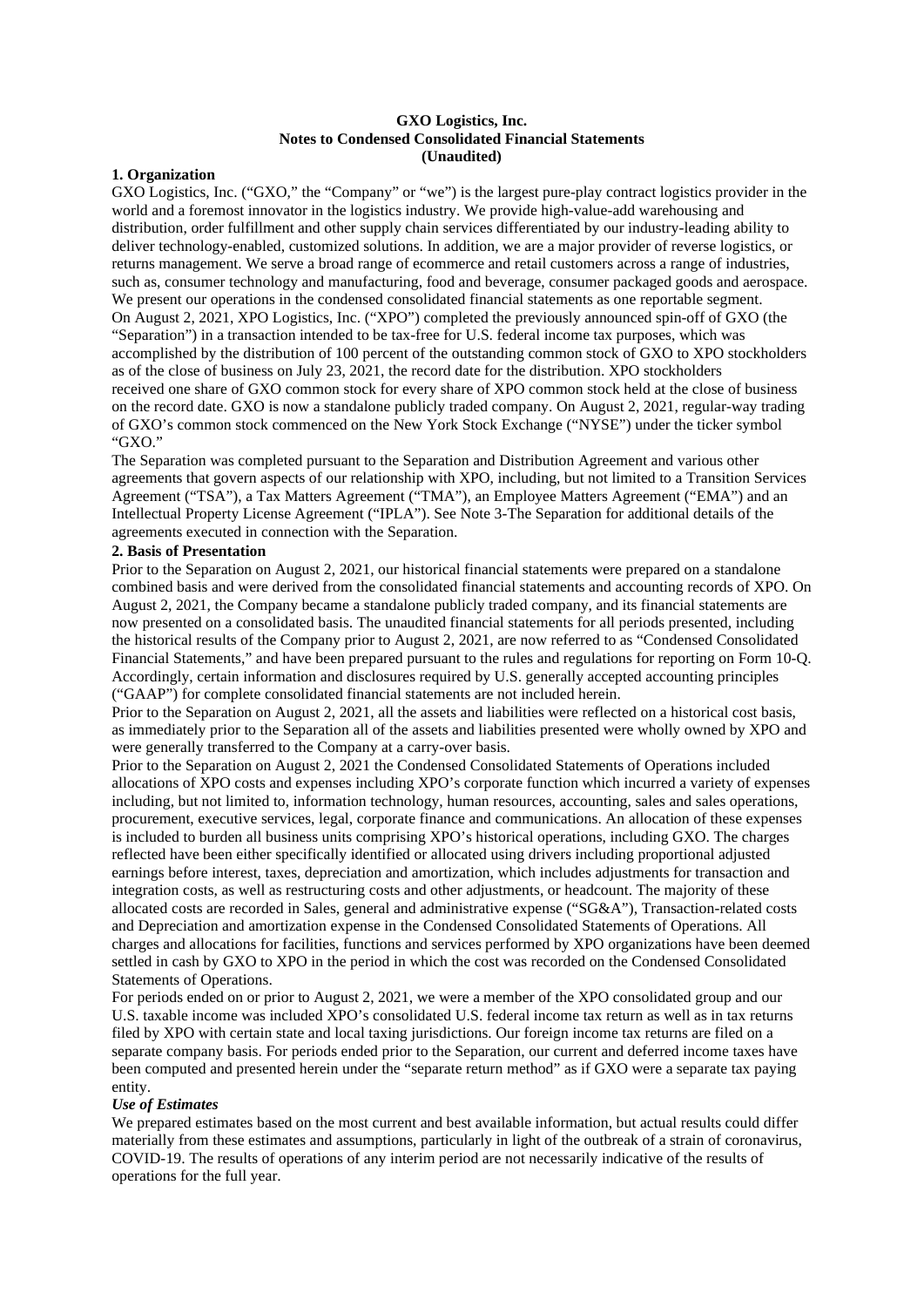**GXO Logistics, Inc.**
**Notes to Condensed Consolidated Financial Statements**
**(Unaudited)**

**1. Organization**

GXO Logistics, Inc. ("GXO," the "Company" or "we") is the largest pure-play contract logistics provider in the world and a foremost innovator in the logistics industry. We provide high-value-add warehousing and distribution, order fulfillment and other supply chain services differentiated by our industry-leading ability to deliver technology-enabled, customized solutions. In addition, we are a major provider of reverse logistics, or returns management. We serve a broad range of ecommerce and retail customers across a range of industries, such as, consumer technology and manufacturing, food and beverage, consumer packaged goods and aerospace. We present our operations in the condensed consolidated financial statements as one reportable segment.

On August 2, 2021, XPO Logistics, Inc. ("XPO") completed the previously announced spin-off of GXO (the "Separation") in a transaction intended to be tax-free for U.S. federal income tax purposes, which was accomplished by the distribution of 100 percent of the outstanding common stock of GXO to XPO stockholders as of the close of business on July 23, 2021, the record date for the distribution. XPO stockholders received one share of GXO common stock for every share of XPO common stock held at the close of business on the record date. GXO is now a standalone publicly traded company. On August 2, 2021, regular-way trading of GXO's common stock commenced on the New York Stock Exchange ("NYSE") under the ticker symbol "GXO."

The Separation was completed pursuant to the Separation and Distribution Agreement and various other agreements that govern aspects of our relationship with XPO, including, but not limited to a Transition Services Agreement ("TSA"), a Tax Matters Agreement ("TMA"), an Employee Matters Agreement ("EMA") and an Intellectual Property License Agreement ("IPLA"). See Note 3-The Separation for additional details of the agreements executed in connection with the Separation.

**2. Basis of Presentation**

Prior to the Separation on August 2, 2021, our historical financial statements were prepared on a standalone combined basis and were derived from the consolidated financial statements and accounting records of XPO. On August 2, 2021, the Company became a standalone publicly traded company, and its financial statements are now presented on a consolidated basis. The unaudited financial statements for all periods presented, including the historical results of the Company prior to August 2, 2021, are now referred to as "Condensed Consolidated Financial Statements," and have been prepared pursuant to the rules and regulations for reporting on Form 10-Q. Accordingly, certain information and disclosures required by U.S. generally accepted accounting principles ("GAAP") for complete consolidated financial statements are not included herein.

Prior to the Separation on August 2, 2021, all the assets and liabilities were reflected on a historical cost basis, as immediately prior to the Separation all of the assets and liabilities presented were wholly owned by XPO and were generally transferred to the Company at a carry-over basis.

Prior to the Separation on August 2, 2021 the Condensed Consolidated Statements of Operations included allocations of XPO costs and expenses including XPO's corporate function which incurred a variety of expenses including, but not limited to, information technology, human resources, accounting, sales and sales operations, procurement, executive services, legal, corporate finance and communications. An allocation of these expenses is included to burden all business units comprising XPO's historical operations, including GXO. The charges reflected have been either specifically identified or allocated using drivers including proportional adjusted earnings before interest, taxes, depreciation and amortization, which includes adjustments for transaction and integration costs, as well as restructuring costs and other adjustments, or headcount. The majority of these allocated costs are recorded in Sales, general and administrative expense ("SG&A"), Transaction-related costs and Depreciation and amortization expense in the Condensed Consolidated Statements of Operations. All charges and allocations for facilities, functions and services performed by XPO organizations have been deemed settled in cash by GXO to XPO in the period in which the cost was recorded on the Condensed Consolidated Statements of Operations.

For periods ended on or prior to August 2, 2021, we were a member of the XPO consolidated group and our U.S. taxable income was included XPO's consolidated U.S. federal income tax return as well as in tax returns filed by XPO with certain state and local taxing jurisdictions. Our foreign income tax returns are filed on a separate company basis. For periods ended prior to the Separation, our current and deferred income taxes have been computed and presented herein under the "separate return method" as if GXO were a separate tax paying entity.

***Use of Estimates***

We prepared estimates based on the most current and best available information, but actual results could differ materially from these estimates and assumptions, particularly in light of the outbreak of a strain of coronavirus, COVID-19. The results of operations of any interim period are not necessarily indicative of the results of operations for the full year.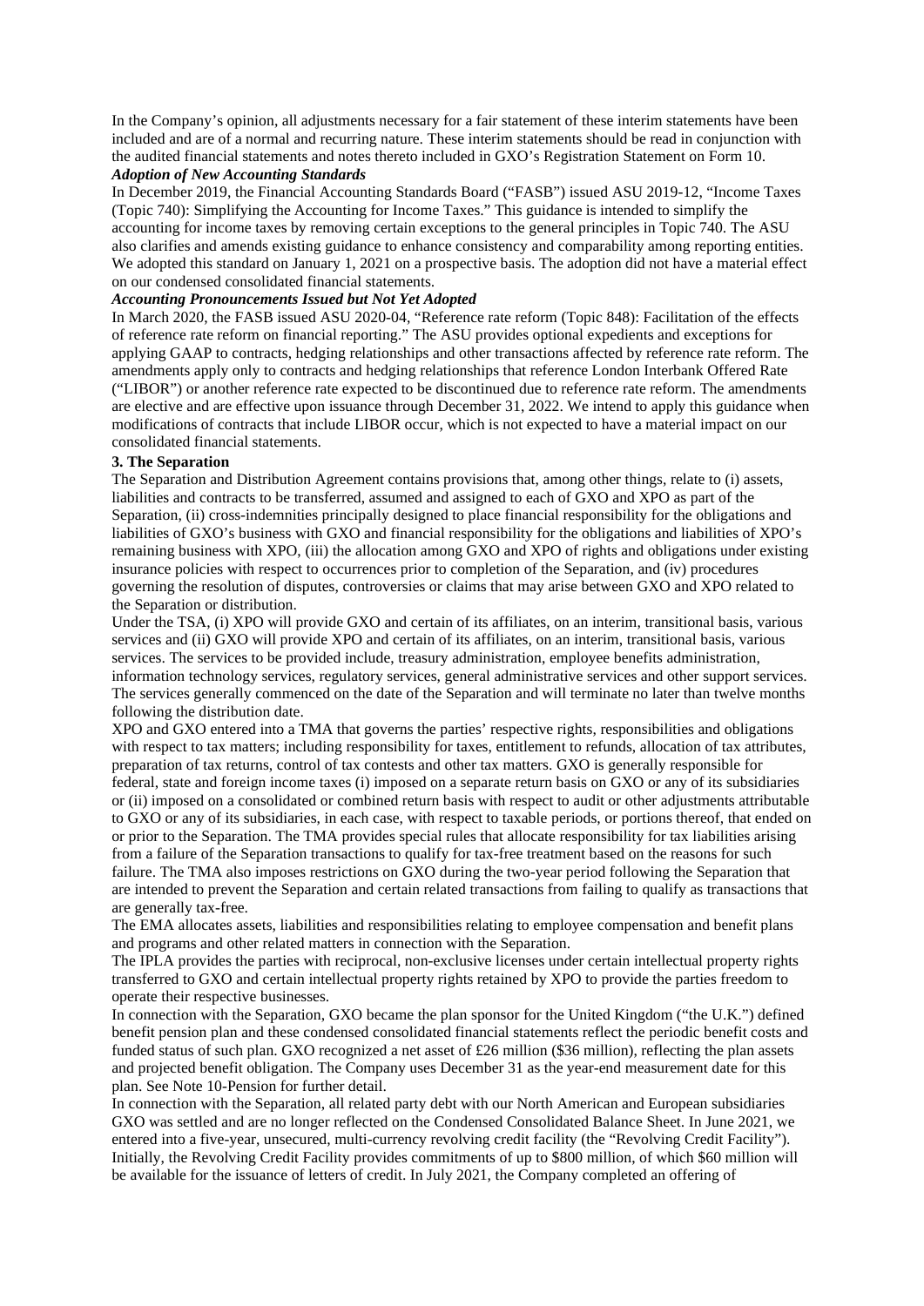In the Company's opinion, all adjustments necessary for a fair statement of these interim statements have been included and are of a normal and recurring nature. These interim statements should be read in conjunction with the audited financial statements and notes thereto included in GXO's Registration Statement on Form 10.

***Adoption of New Accounting Standards***

In December 2019, the Financial Accounting Standards Board ("FASB") issued ASU 2019-12, "Income Taxes (Topic 740): Simplifying the Accounting for Income Taxes." This guidance is intended to simplify the accounting for income taxes by removing certain exceptions to the general principles in Topic 740. The ASU also clarifies and amends existing guidance to enhance consistency and comparability among reporting entities. We adopted this standard on January 1, 2021 on a prospective basis. The adoption did not have a material effect on our condensed consolidated financial statements.

***Accounting Pronouncements Issued but Not Yet Adopted***

In March 2020, the FASB issued ASU 2020-04, "Reference rate reform (Topic 848): Facilitation of the effects of reference rate reform on financial reporting." The ASU provides optional expedients and exceptions for applying GAAP to contracts, hedging relationships and other transactions affected by reference rate reform. The amendments apply only to contracts and hedging relationships that reference London Interbank Offered Rate ("LIBOR") or another reference rate expected to be discontinued due to reference rate reform. The amendments are elective and are effective upon issuance through December 31, 2022. We intend to apply this guidance when modifications of contracts that include LIBOR occur, which is not expected to have a material impact on our consolidated financial statements.

**3. The Separation**

The Separation and Distribution Agreement contains provisions that, among other things, relate to (i) assets, liabilities and contracts to be transferred, assumed and assigned to each of GXO and XPO as part of the Separation, (ii) cross-indemnities principally designed to place financial responsibility for the obligations and liabilities of GXO's business with GXO and financial responsibility for the obligations and liabilities of XPO's remaining business with XPO, (iii) the allocation among GXO and XPO of rights and obligations under existing insurance policies with respect to occurrences prior to completion of the Separation, and (iv) procedures governing the resolution of disputes, controversies or claims that may arise between GXO and XPO related to the Separation or distribution.

Under the TSA, (i) XPO will provide GXO and certain of its affiliates, on an interim, transitional basis, various services and (ii) GXO will provide XPO and certain of its affiliates, on an interim, transitional basis, various services. The services to be provided include, treasury administration, employee benefits administration, information technology services, regulatory services, general administrative services and other support services. The services generally commenced on the date of the Separation and will terminate no later than twelve months following the distribution date.

XPO and GXO entered into a TMA that governs the parties' respective rights, responsibilities and obligations with respect to tax matters; including responsibility for taxes, entitlement to refunds, allocation of tax attributes, preparation of tax returns, control of tax contests and other tax matters. GXO is generally responsible for federal, state and foreign income taxes (i) imposed on a separate return basis on GXO or any of its subsidiaries or (ii) imposed on a consolidated or combined return basis with respect to audit or other adjustments attributable to GXO or any of its subsidiaries, in each case, with respect to taxable periods, or portions thereof, that ended on or prior to the Separation. The TMA provides special rules that allocate responsibility for tax liabilities arising from a failure of the Separation transactions to qualify for tax-free treatment based on the reasons for such failure. The TMA also imposes restrictions on GXO during the two-year period following the Separation that are intended to prevent the Separation and certain related transactions from failing to qualify as transactions that are generally tax-free.

The EMA allocates assets, liabilities and responsibilities relating to employee compensation and benefit plans and programs and other related matters in connection with the Separation.

The IPLA provides the parties with reciprocal, non-exclusive licenses under certain intellectual property rights transferred to GXO and certain intellectual property rights retained by XPO to provide the parties freedom to operate their respective businesses.

In connection with the Separation, GXO became the plan sponsor for the United Kingdom ("the U.K.") defined benefit pension plan and these condensed consolidated financial statements reflect the periodic benefit costs and funded status of such plan. GXO recognized a net asset of £26 million ($36 million), reflecting the plan assets and projected benefit obligation. The Company uses December 31 as the year-end measurement date for this plan. See Note 10-Pension for further detail.

In connection with the Separation, all related party debt with our North American and European subsidiaries GXO was settled and are no longer reflected on the Condensed Consolidated Balance Sheet. In June 2021, we entered into a five-year, unsecured, multi-currency revolving credit facility (the "Revolving Credit Facility"). Initially, the Revolving Credit Facility provides commitments of up to $800 million, of which $60 million will be available for the issuance of letters of credit. In July 2021, the Company completed an offering of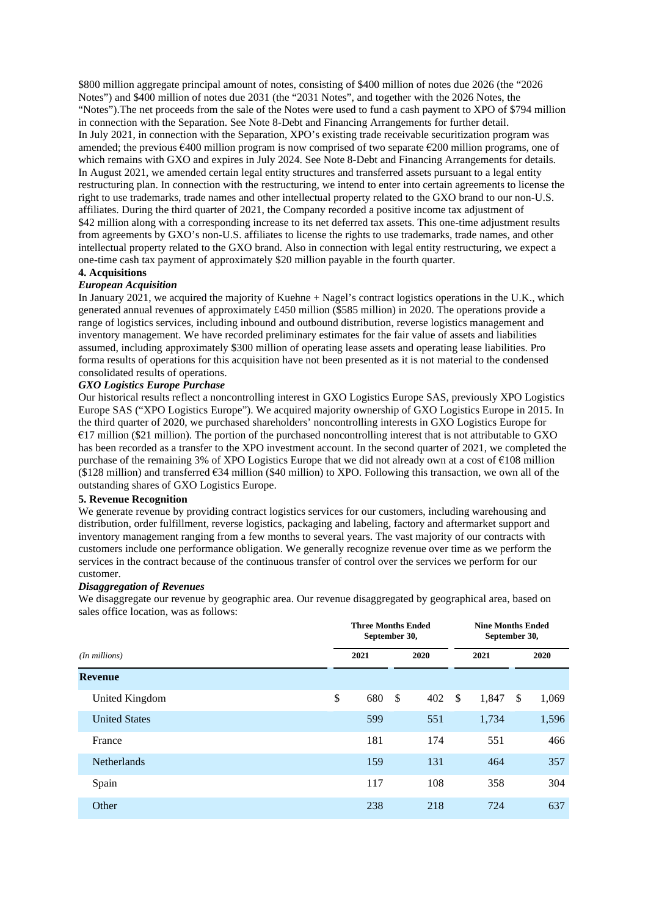$800 million aggregate principal amount of notes, consisting of $400 million of notes due 2026 (the "2026 Notes") and $400 million of notes due 2031 (the "2031 Notes", and together with the 2026 Notes, the "Notes").The net proceeds from the sale of the Notes were used to fund a cash payment to XPO of $794 million in connection with the Separation. See Note 8-Debt and Financing Arrangements for further detail.

In July 2021, in connection with the Separation, XPO's existing trade receivable securitization program was amended; the previous €400 million program is now comprised of two separate €200 million programs, one of which remains with GXO and expires in July 2024. See Note 8-Debt and Financing Arrangements for details.

In August 2021, we amended certain legal entity structures and transferred assets pursuant to a legal entity restructuring plan. In connection with the restructuring, we intend to enter into certain agreements to license the right to use trademarks, trade names and other intellectual property related to the GXO brand to our non-U.S. affiliates. During the third quarter of 2021, the Company recorded a positive income tax adjustment of $42 million along with a corresponding increase to its net deferred tax assets. This one-time adjustment results from agreements by GXO's non-U.S. affiliates to license the rights to use trademarks, trade names, and other intellectual property related to the GXO brand. Also in connection with legal entity restructuring, we expect a one-time cash tax payment of approximately $20 million payable in the fourth quarter.

## 4. Acquisitions

### *European Acquisition*

In January 2021, we acquired the majority of Kuehne + Nagel's contract logistics operations in the U.K., which generated annual revenues of approximately £450 million ($585 million) in 2020. The operations provide a range of logistics services, including inbound and outbound distribution, reverse logistics management and inventory management. We have recorded preliminary estimates for the fair value of assets and liabilities assumed, including approximately $300 million of operating lease assets and operating lease liabilities. Pro forma results of operations for this acquisition have not been presented as it is not material to the condensed consolidated results of operations.

### *GXO Logistics Europe Purchase*

Our historical results reflect a noncontrolling interest in GXO Logistics Europe SAS, previously XPO Logistics Europe SAS ("XPO Logistics Europe"). We acquired majority ownership of GXO Logistics Europe in 2015. In the third quarter of 2020, we purchased shareholders' noncontrolling interests in GXO Logistics Europe for €17 million ($21 million). The portion of the purchased noncontrolling interest that is not attributable to GXO has been recorded as a transfer to the XPO investment account. In the second quarter of 2021, we completed the purchase of the remaining 3% of XPO Logistics Europe that we did not already own at a cost of €108 million ($128 million) and transferred €34 million ($40 million) to XPO. Following this transaction, we own all of the outstanding shares of GXO Logistics Europe.

## 5. Revenue Recognition

We generate revenue by providing contract logistics services for our customers, including warehousing and distribution, order fulfillment, reverse logistics, packaging and labeling, factory and aftermarket support and inventory management ranging from a few months to several years. The vast majority of our contracts with customers include one performance obligation. We generally recognize revenue over time as we perform the services in the contract because of the continuous transfer of control over the services we perform for our customer.

### *Disaggregation of Revenues*

We disaggregate our revenue by geographic area. Our revenue disaggregated by geographical area, based on sales office location, was as follows:

| | Three Months Ended September 30, | | Nine Months Ended September 30, | |
|---|---|---|---|---|
| *(In millions)* | 2021 | 2020 | 2021 | 2020 |
| **Revenue** | | | | |
| United Kingdom | $ 680 | $ 402 | $ 1,847 | $ 1,069 |
| United States | 599 | 551 | 1,734 | 1,596 |
| France | 181 | 174 | 551 | 466 |
| Netherlands | 159 | 131 | 464 | 357 |
| Spain | 117 | 108 | 358 | 304 |
| Other | 238 | 218 | 724 | 637 |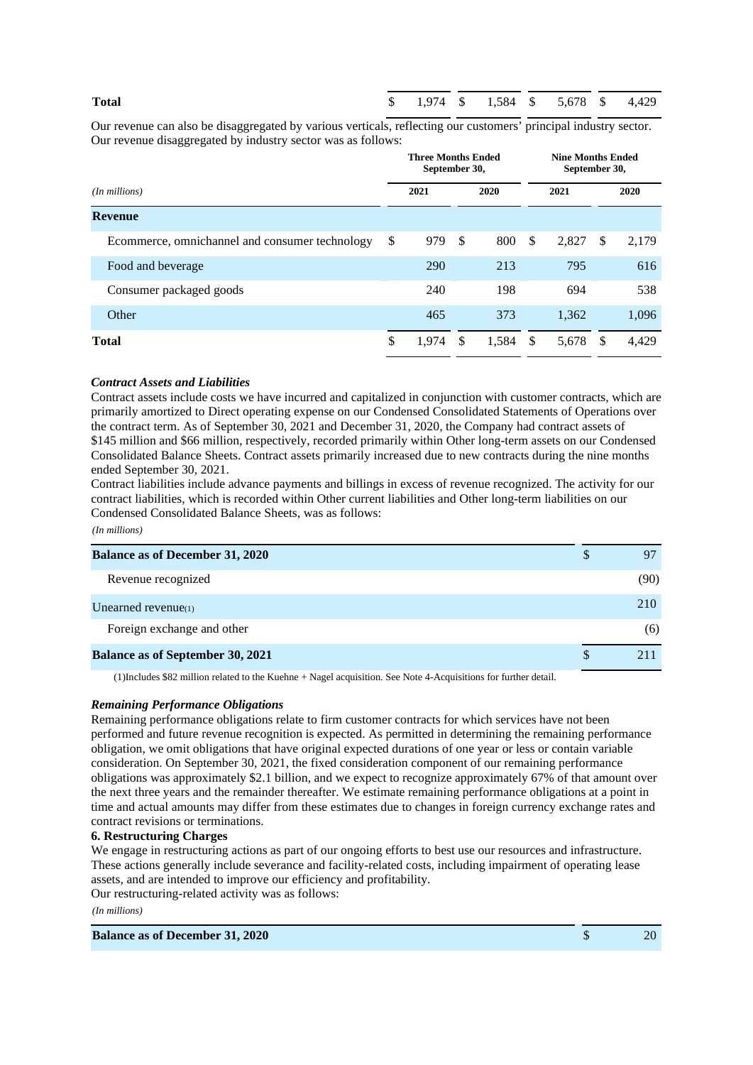| **Total** | $ | 1,974 | $ | 1,584 | $ | 5,678 | $ | 4,429 |
|---|---|---|---|---|---|---|---|---|

Our revenue can also be disaggregated by various verticals, reflecting our customers' principal industry sector. Our revenue disaggregated by industry sector was as follows:

| | Three Months Ended September 30, | | | | Nine Months Ended September 30, | | | |
|---|---|---|---|---|---|---|---|---|
| *(In millions)* | | 2021 | | 2020 | | 2021 | | 2020 |
| **Revenue** | | | | | | | | |
| Ecommerce, omnichannel and consumer technology | $ | 979 | $ | 800 | $ | 2,827 | $ | 2,179 |
| Food and beverage | | 290 | | 213 | | 795 | | 616 |
| Consumer packaged goods | | 240 | | 198 | | 694 | | 538 |
| Other | | 465 | | 373 | | 1,362 | | 1,096 |
| **Total** | $ | 1,974 | $ | 1,584 | $ | 5,678 | $ | 4,429 |

***Contract Assets and Liabilities***

Contract assets include costs we have incurred and capitalized in conjunction with customer contracts, which are primarily amortized to Direct operating expense on our Condensed Consolidated Statements of Operations over the contract term. As of September 30, 2021 and December 31, 2020, the Company had contract assets of $145 million and $66 million, respectively, recorded primarily within Other long-term assets on our Condensed Consolidated Balance Sheets. Contract assets primarily increased due to new contracts during the nine months ended September 30, 2021.

Contract liabilities include advance payments and billings in excess of revenue recognized. The activity for our contract liabilities, which is recorded within Other current liabilities and Other long-term liabilities on our Condensed Consolidated Balance Sheets, was as follows:

*(In millions)*

| | | |
|---|---|---|
| **Balance as of December 31, 2020** | $ | 97 |
| Revenue recognized | | (90) |
| Unearned revenue(1) | | 210 |
| Foreign exchange and other | | (6) |
| **Balance as of September 30, 2021** | $ | 211 |

(1)Includes $82 million related to the Kuehne + Nagel acquisition. See Note 4-Acquisitions for further detail.

***Remaining Performance Obligations***

Remaining performance obligations relate to firm customer contracts for which services have not been performed and future revenue recognition is expected. As permitted in determining the remaining performance obligation, we omit obligations that have original expected durations of one year or less or contain variable consideration. On September 30, 2021, the fixed consideration component of our remaining performance obligations was approximately $2.1 billion, and we expect to recognize approximately 67% of that amount over the next three years and the remainder thereafter. We estimate remaining performance obligations at a point in time and actual amounts may differ from these estimates due to changes in foreign currency exchange rates and contract revisions or terminations.

**6. Restructuring Charges**

We engage in restructuring actions as part of our ongoing efforts to best use our resources and infrastructure. These actions generally include severance and facility-related costs, including impairment of operating lease assets, and are intended to improve our efficiency and profitability.

Our restructuring-related activity was as follows:

*(In millions)*

| | | |
|---|---|---|
| **Balance as of December 31, 2020** | $ | 20 |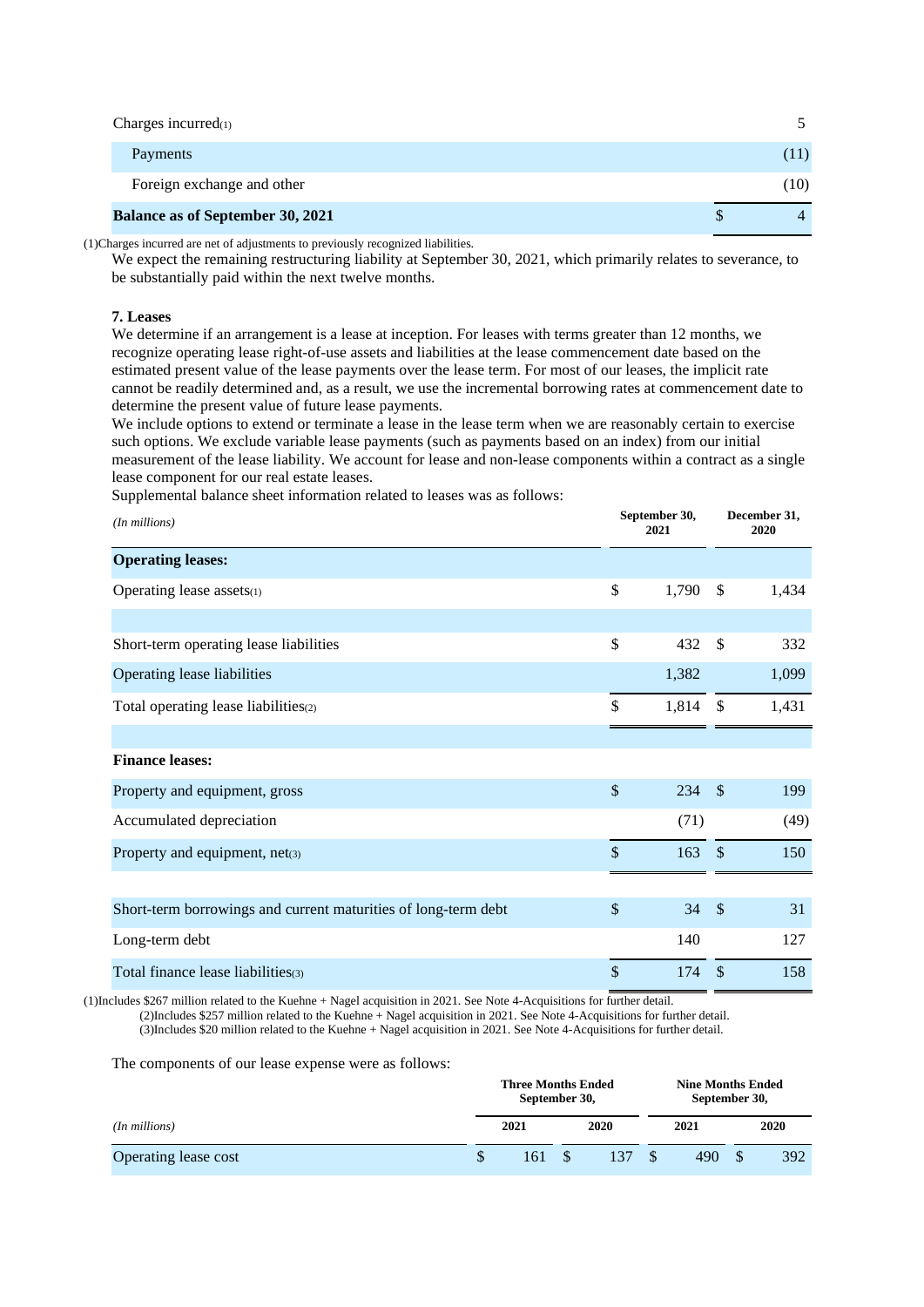| | |
|---|---|
| Charges incurred(1) | 5 |
| Payments | (11) |
| Foreign exchange and other | (10) |
| **Balance as of September 30, 2021** | $ 4 |

(1)Charges incurred are net of adjustments to previously recognized liabilities.

We expect the remaining restructuring liability at September 30, 2021, which primarily relates to severance, to be substantially paid within the next twelve months.

### 7. Leases

We determine if an arrangement is a lease at inception. For leases with terms greater than 12 months, we recognize operating lease right-of-use assets and liabilities at the lease commencement date based on the estimated present value of the lease payments over the lease term. For most of our leases, the implicit rate cannot be readily determined and, as a result, we use the incremental borrowing rates at commencement date to determine the present value of future lease payments.

We include options to extend or terminate a lease in the lease term when we are reasonably certain to exercise such options. We exclude variable lease payments (such as payments based on an index) from our initial measurement of the lease liability. We account for lease and non-lease components within a contract as a single lease component for our real estate leases.

Supplemental balance sheet information related to leases was as follows:

| *(In millions)* | September 30, 2021 | December 31, 2020 |
|---|---|---|
| **Operating leases:** | | |
| Operating lease assets(1) | $ 1,790 | $ 1,434 |
| | | |
| Short-term operating lease liabilities | $ 432 | $ 332 |
| Operating lease liabilities | 1,382 | 1,099 |
| Total operating lease liabilities(2) | $ 1,814 | $ 1,431 |
| | | |
| **Finance leases:** | | |
| Property and equipment, gross | $ 234 | $ 199 |
| Accumulated depreciation | (71) | (49) |
| Property and equipment, net(3) | $ 163 | $ 150 |
| | | |
| Short-term borrowings and current maturities of long-term debt | $ 34 | $ 31 |
| Long-term debt | 140 | 127 |
| Total finance lease liabilities(3) | $ 174 | $ 158 |

(1)Includes $267 million related to the Kuehne + Nagel acquisition in 2021. See Note 4-Acquisitions for further detail.

(2)Includes $257 million related to the Kuehne + Nagel acquisition in 2021. See Note 4-Acquisitions for further detail.

(3)Includes $20 million related to the Kuehne + Nagel acquisition in 2021. See Note 4-Acquisitions for further detail.

The components of our lease expense were as follows:

| | Three Months Ended September 30, | | Nine Months Ended September 30, | |
|---|---|---|---|---|
| *(In millions)* | 2021 | 2020 | 2021 | 2020 |
| Operating lease cost | $ 161 | $ 137 | $ 490 | $ 392 |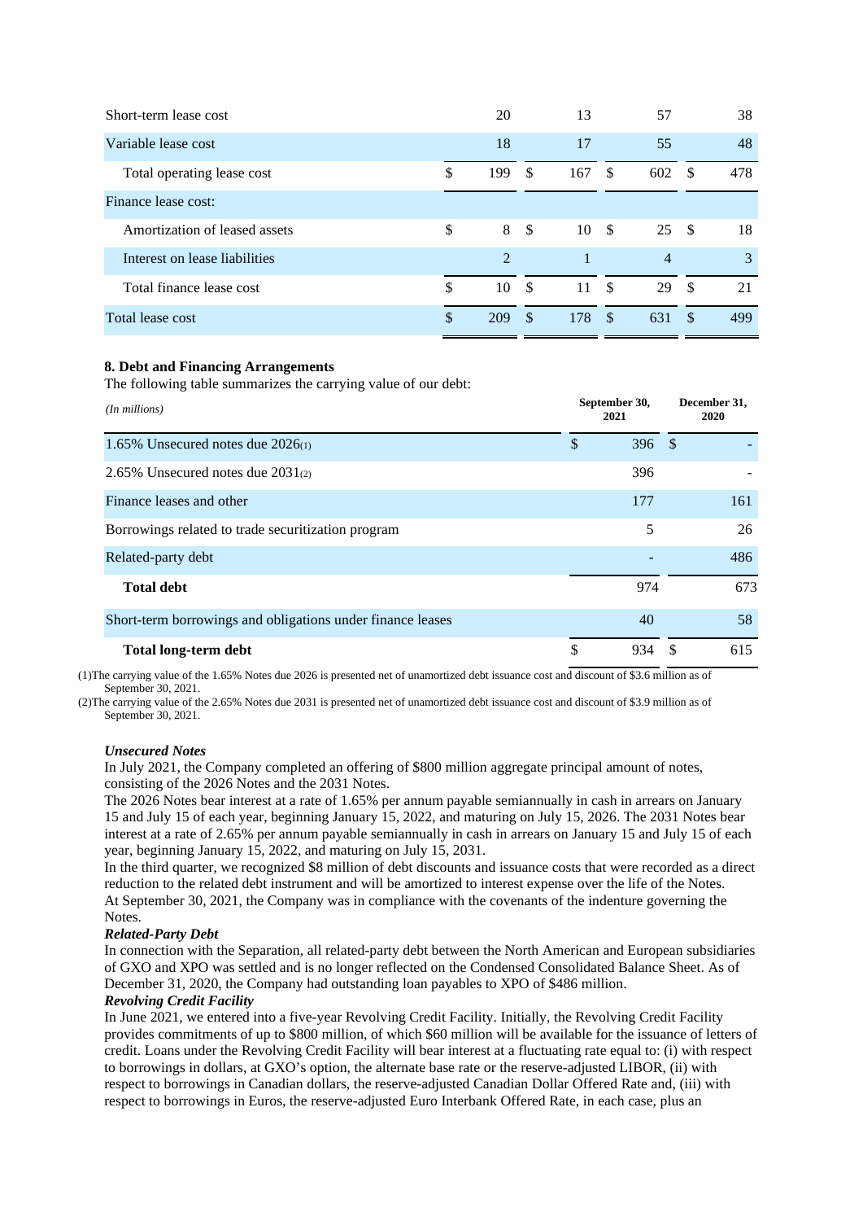| | | | | |
|---|---|---|---|---|
| Short-term lease cost | 20 | 13 | 57 | 38 |
| Variable lease cost | 18 | 17 | 55 | 48 |
| Total operating lease cost | $ 199 | $ 167 | $ 602 | $ 478 |
| Finance lease cost: | | | | |
| Amortization of leased assets | $ 8 | $ 10 | $ 25 | $ 18 |
| Interest on lease liabilities | 2 | 1 | 4 | 3 |
| Total finance lease cost | $ 10 | $ 11 | $ 29 | $ 21 |
| Total lease cost | $ 209 | $ 178 | $ 631 | $ 499 |

**8. Debt and Financing Arrangements**

The following table summarizes the carrying value of our debt:

| *(In millions)* | September 30, 2021 | December 31, 2020 |
|---|---|---|
| 1.65% Unsecured notes due 2026(1) | $ 396 | $ - |
| 2.65% Unsecured notes due 2031(2) | 396 | - |
| Finance leases and other | 177 | 161 |
| Borrowings related to trade securitization program | 5 | 26 |
| Related-party debt | - | 486 |
| **Total debt** | 974 | 673 |
| Short-term borrowings and obligations under finance leases | 40 | 58 |
| **Total long-term debt** | $ 934 | $ 615 |

(1)The carrying value of the 1.65% Notes due 2026 is presented net of unamortized debt issuance cost and discount of $3.6 million as of September 30, 2021.

(2)The carrying value of the 2.65% Notes due 2031 is presented net of unamortized debt issuance cost and discount of $3.9 million as of September 30, 2021.

***Unsecured Notes***

In July 2021, the Company completed an offering of $800 million aggregate principal amount of notes, consisting of the 2026 Notes and the 2031 Notes.

The 2026 Notes bear interest at a rate of 1.65% per annum payable semiannually in cash in arrears on January 15 and July 15 of each year, beginning January 15, 2022, and maturing on July 15, 2026. The 2031 Notes bear interest at a rate of 2.65% per annum payable semiannually in cash in arrears on January 15 and July 15 of each year, beginning January 15, 2022, and maturing on July 15, 2031.

In the third quarter, we recognized $8 million of debt discounts and issuance costs that were recorded as a direct reduction to the related debt instrument and will be amortized to interest expense over the life of the Notes.

At September 30, 2021, the Company was in compliance with the covenants of the indenture governing the Notes.

***Related-Party Debt***

In connection with the Separation, all related-party debt between the North American and European subsidiaries of GXO and XPO was settled and is no longer reflected on the Condensed Consolidated Balance Sheet. As of December 31, 2020, the Company had outstanding loan payables to XPO of $486 million.

***Revolving Credit Facility***

In June 2021, we entered into a five-year Revolving Credit Facility. Initially, the Revolving Credit Facility provides commitments of up to $800 million, of which $60 million will be available for the issuance of letters of credit. Loans under the Revolving Credit Facility will bear interest at a fluctuating rate equal to: (i) with respect to borrowings in dollars, at GXO's option, the alternate base rate or the reserve-adjusted LIBOR, (ii) with respect to borrowings in Canadian dollars, the reserve-adjusted Canadian Dollar Offered Rate and, (iii) with respect to borrowings in Euros, the reserve-adjusted Euro Interbank Offered Rate, in each case, plus an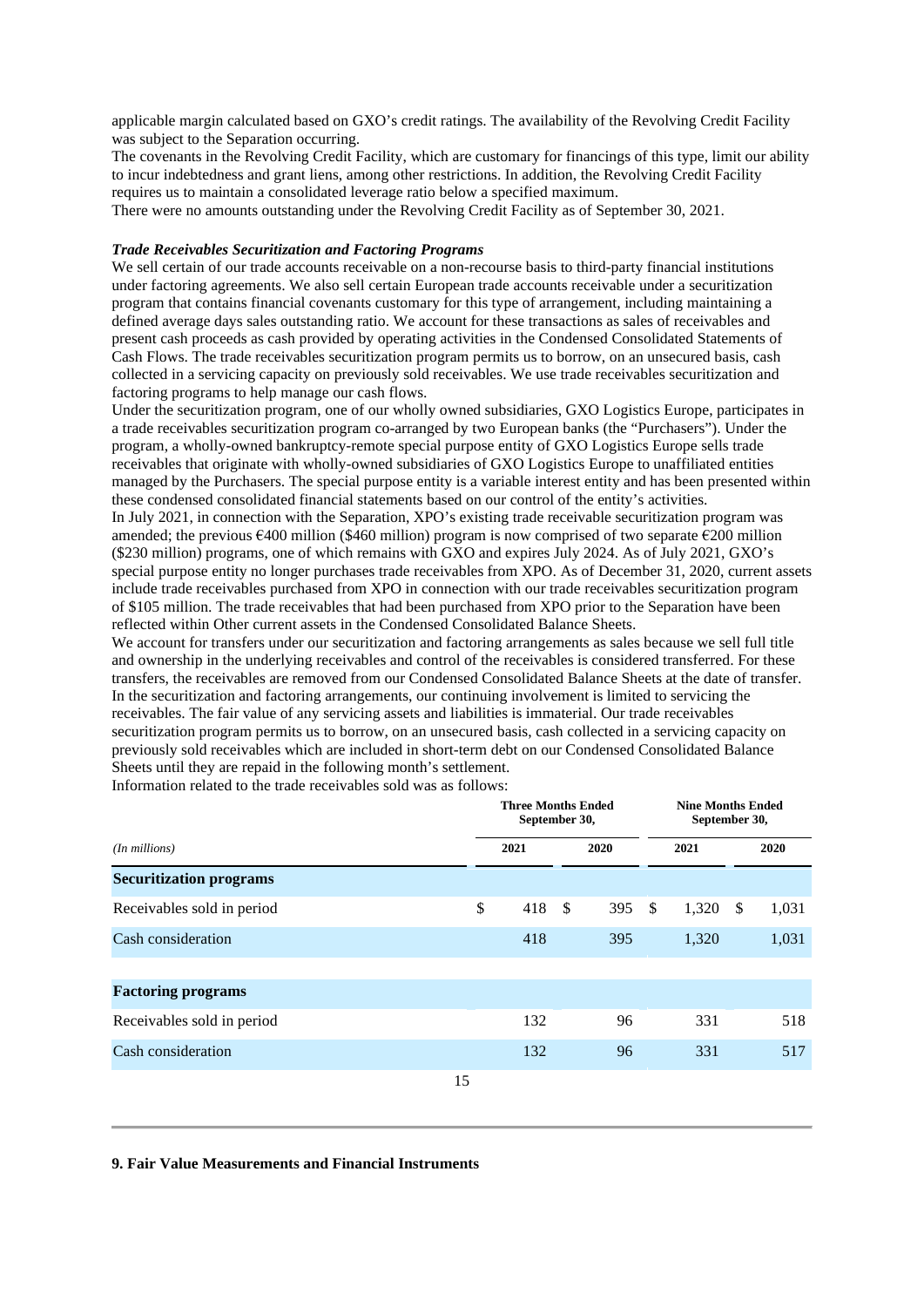applicable margin calculated based on GXO's credit ratings. The availability of the Revolving Credit Facility was subject to the Separation occurring.

The covenants in the Revolving Credit Facility, which are customary for financings of this type, limit our ability to incur indebtedness and grant liens, among other restrictions. In addition, the Revolving Credit Facility requires us to maintain a consolidated leverage ratio below a specified maximum.

There were no amounts outstanding under the Revolving Credit Facility as of September 30, 2021.

***Trade Receivables Securitization and Factoring Programs***

We sell certain of our trade accounts receivable on a non-recourse basis to third-party financial institutions under factoring agreements. We also sell certain European trade accounts receivable under a securitization program that contains financial covenants customary for this type of arrangement, including maintaining a defined average days sales outstanding ratio. We account for these transactions as sales of receivables and present cash proceeds as cash provided by operating activities in the Condensed Consolidated Statements of Cash Flows. The trade receivables securitization program permits us to borrow, on an unsecured basis, cash collected in a servicing capacity on previously sold receivables. We use trade receivables securitization and factoring programs to help manage our cash flows.

Under the securitization program, one of our wholly owned subsidiaries, GXO Logistics Europe, participates in a trade receivables securitization program co-arranged by two European banks (the "Purchasers"). Under the program, a wholly-owned bankruptcy-remote special purpose entity of GXO Logistics Europe sells trade receivables that originate with wholly-owned subsidiaries of GXO Logistics Europe to unaffiliated entities managed by the Purchasers. The special purpose entity is a variable interest entity and has been presented within these condensed consolidated financial statements based on our control of the entity's activities.

In July 2021, in connection with the Separation, XPO's existing trade receivable securitization program was amended; the previous €400 million ($460 million) program is now comprised of two separate €200 million ($230 million) programs, one of which remains with GXO and expires July 2024. As of July 2021, GXO's special purpose entity no longer purchases trade receivables from XPO. As of December 31, 2020, current assets include trade receivables purchased from XPO in connection with our trade receivables securitization program of $105 million. The trade receivables that had been purchased from XPO prior to the Separation have been reflected within Other current assets in the Condensed Consolidated Balance Sheets.

We account for transfers under our securitization and factoring arrangements as sales because we sell full title and ownership in the underlying receivables and control of the receivables is considered transferred. For these transfers, the receivables are removed from our Condensed Consolidated Balance Sheets at the date of transfer. In the securitization and factoring arrangements, our continuing involvement is limited to servicing the receivables. The fair value of any servicing assets and liabilities is immaterial. Our trade receivables securitization program permits us to borrow, on an unsecured basis, cash collected in a servicing capacity on previously sold receivables which are included in short-term debt on our Condensed Consolidated Balance Sheets until they are repaid in the following month's settlement.

Information related to the trade receivables sold was as follows:

| | Three Months Ended September 30, | | Nine Months Ended September 30, | |
|---|---|---|---|---|
| *(In millions)* | 2021 | 2020 | 2021 | 2020 |
| **Securitization programs** | | | | |
| Receivables sold in period | $ 418 | $ 395 | $ 1,320 | $ 1,031 |
| Cash consideration | 418 | 395 | 1,320 | 1,031 |
| | | | | |
| **Factoring programs** | | | | |
| Receivables sold in period | 132 | 96 | 331 | 518 |
| Cash consideration | 132 | 96 | 331 | 517 |

**9. Fair Value Measurements and Financial Instruments**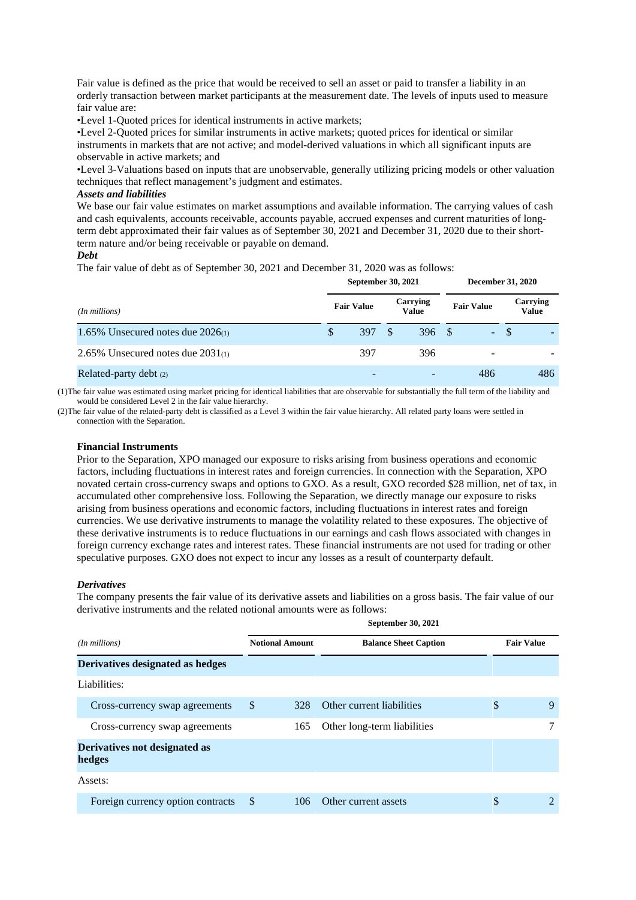Fair value is defined as the price that would be received to sell an asset or paid to transfer a liability in an orderly transaction between market participants at the measurement date. The levels of inputs used to measure fair value are:

- Level 1-Quoted prices for identical instruments in active markets;
- Level 2-Quoted prices for similar instruments in active markets; quoted prices for identical or similar instruments in markets that are not active; and model-derived valuations in which all significant inputs are observable in active markets; and
- Level 3-Valuations based on inputs that are unobservable, generally utilizing pricing models or other valuation techniques that reflect management's judgment and estimates.

***Assets and liabilities***

We base our fair value estimates on market assumptions and available information. The carrying values of cash and cash equivalents, accounts receivable, accounts payable, accrued expenses and current maturities of long-term debt approximated their fair values as of September 30, 2021 and December 31, 2020 due to their short-term nature and/or being receivable or payable on demand.

***Debt***

The fair value of debt as of September 30, 2021 and December 31, 2020 was as follows:

| | September 30, 2021 | | December 31, 2020 | |
|---|---|---|---|---|
| *(In millions)* | Fair Value | Carrying Value | Fair Value | Carrying Value |
| 1.65% Unsecured notes due 2026(1) | $ 397 | $ 396 | $ - | $ - |
| 2.65% Unsecured notes due 2031(1) | 397 | 396 | - | - |
| Related-party debt (2) | - | - | 486 | 486 |

(1)The fair value was estimated using market pricing for identical liabilities that are observable for substantially the full term of the liability and would be considered Level 2 in the fair value hierarchy.

(2)The fair value of the related-party debt is classified as a Level 3 within the fair value hierarchy. All related party loans were settled in connection with the Separation.

**Financial Instruments**

Prior to the Separation, XPO managed our exposure to risks arising from business operations and economic factors, including fluctuations in interest rates and foreign currencies. In connection with the Separation, XPO novated certain cross-currency swaps and options to GXO. As a result, GXO recorded $28 million, net of tax, in accumulated other comprehensive loss. Following the Separation, we directly manage our exposure to risks arising from business operations and economic factors, including fluctuations in interest rates and foreign currencies. We use derivative instruments to manage the volatility related to these exposures. The objective of these derivative instruments is to reduce fluctuations in our earnings and cash flows associated with changes in foreign currency exchange rates and interest rates. These financial instruments are not used for trading or other speculative purposes. GXO does not expect to incur any losses as a result of counterparty default.

***Derivatives***

The company presents the fair value of its derivative assets and liabilities on a gross basis. The fair value of our derivative instruments and the related notional amounts were as follows:

| | September 30, 2021 | | |
|---|---|---|---|
| *(In millions)* | Notional Amount | Balance Sheet Caption | Fair Value |
| **Derivatives designated as hedges** | | | |
| Liabilities: | | | |
| Cross-currency swap agreements | $ 328 | Other current liabilities | $ 9 |
| Cross-currency swap agreements | 165 | Other long-term liabilities | 7 |
| **Derivatives not designated as hedges** | | | |
| Assets: | | | |
| Foreign currency option contracts | $ 106 | Other current assets | $ 2 |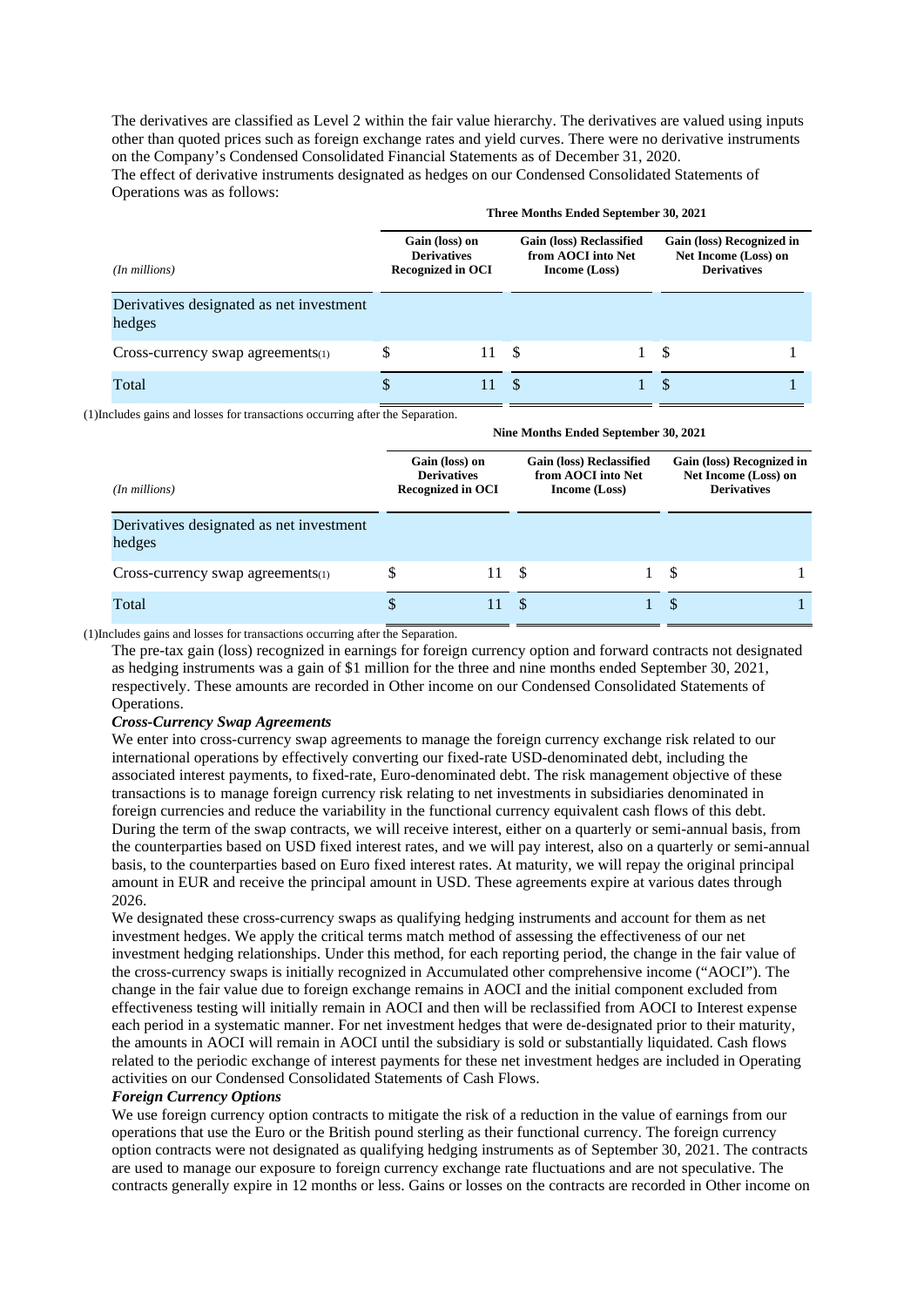The derivatives are classified as Level 2 within the fair value hierarchy. The derivatives are valued using inputs other than quoted prices such as foreign exchange rates and yield curves. There were no derivative instruments on the Company's Condensed Consolidated Financial Statements as of December 31, 2020.

The effect of derivative instruments designated as hedges on our Condensed Consolidated Statements of Operations was as follows:

| | Three Months Ended September 30, 2021 | | |
|---|---|---|---|
| *(In millions)* | Gain (loss) on Derivatives Recognized in OCI | Gain (loss) Reclassified from AOCI into Net Income (Loss) | Gain (loss) Recognized in Net Income (Loss) on Derivatives |
| Derivatives designated as net investment hedges | | | |
| Cross-currency swap agreements(1) | $ 11 | $ 1 | $ 1 |
| Total | $ 11 | $ 1 | $ 1 |

(1)Includes gains and losses for transactions occurring after the Separation.

| | Nine Months Ended September 30, 2021 | | |
|---|---|---|---|
| *(In millions)* | Gain (loss) on Derivatives Recognized in OCI | Gain (loss) Reclassified from AOCI into Net Income (Loss) | Gain (loss) Recognized in Net Income (Loss) on Derivatives |
| Derivatives designated as net investment hedges | | | |
| Cross-currency swap agreements(1) | $ 11 | $ 1 | $ 1 |
| Total | $ 11 | $ 1 | $ 1 |

(1)Includes gains and losses for transactions occurring after the Separation.

The pre-tax gain (loss) recognized in earnings for foreign currency option and forward contracts not designated as hedging instruments was a gain of $1 million for the three and nine months ended September 30, 2021, respectively. These amounts are recorded in Other income on our Condensed Consolidated Statements of Operations.

***Cross-Currency Swap Agreements***

We enter into cross-currency swap agreements to manage the foreign currency exchange risk related to our international operations by effectively converting our fixed-rate USD-denominated debt, including the associated interest payments, to fixed-rate, Euro-denominated debt. The risk management objective of these transactions is to manage foreign currency risk relating to net investments in subsidiaries denominated in foreign currencies and reduce the variability in the functional currency equivalent cash flows of this debt. During the term of the swap contracts, we will receive interest, either on a quarterly or semi-annual basis, from the counterparties based on USD fixed interest rates, and we will pay interest, also on a quarterly or semi-annual basis, to the counterparties based on Euro fixed interest rates. At maturity, we will repay the original principal amount in EUR and receive the principal amount in USD. These agreements expire at various dates through 2026.

We designated these cross-currency swaps as qualifying hedging instruments and account for them as net investment hedges. We apply the critical terms match method of assessing the effectiveness of our net investment hedging relationships. Under this method, for each reporting period, the change in the fair value of the cross-currency swaps is initially recognized in Accumulated other comprehensive income ("AOCI"). The change in the fair value due to foreign exchange remains in AOCI and the initial component excluded from effectiveness testing will initially remain in AOCI and then will be reclassified from AOCI to Interest expense each period in a systematic manner. For net investment hedges that were de-designated prior to their maturity, the amounts in AOCI will remain in AOCI until the subsidiary is sold or substantially liquidated. Cash flows related to the periodic exchange of interest payments for these net investment hedges are included in Operating activities on our Condensed Consolidated Statements of Cash Flows.

***Foreign Currency Options***

We use foreign currency option contracts to mitigate the risk of a reduction in the value of earnings from our operations that use the Euro or the British pound sterling as their functional currency. The foreign currency option contracts were not designated as qualifying hedging instruments as of September 30, 2021. The contracts are used to manage our exposure to foreign currency exchange rate fluctuations and are not speculative. The contracts generally expire in 12 months or less. Gains or losses on the contracts are recorded in Other income on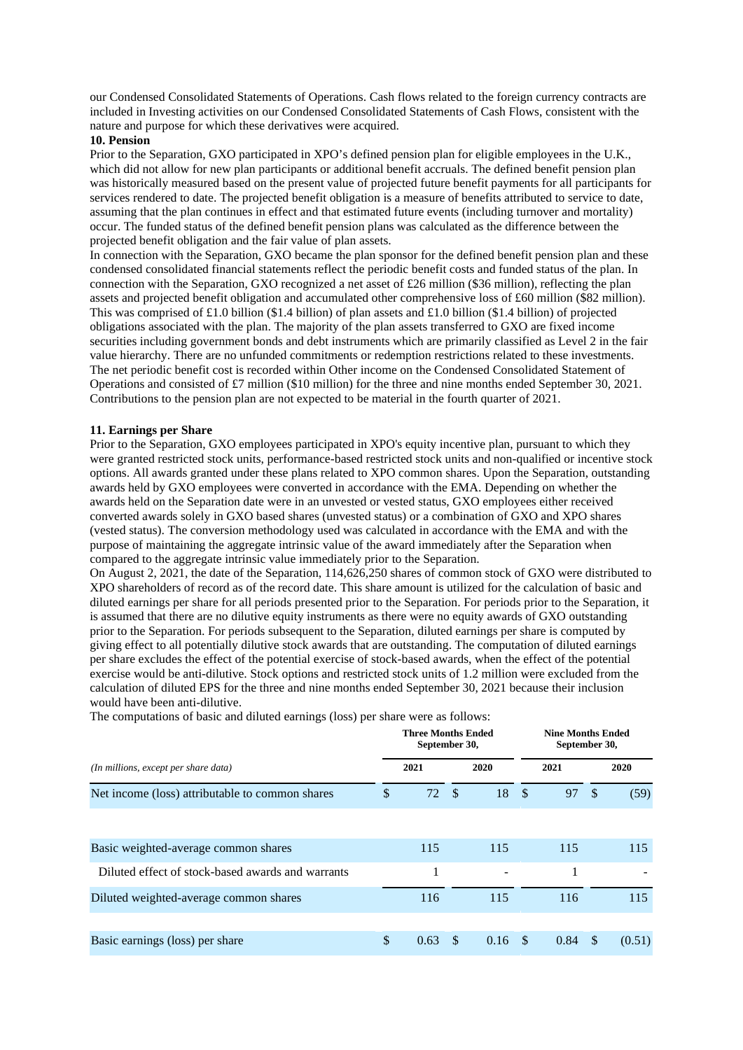our Condensed Consolidated Statements of Operations. Cash flows related to the foreign currency contracts are included in Investing activities on our Condensed Consolidated Statements of Cash Flows, consistent with the nature and purpose for which these derivatives were acquired.

**10. Pension**

Prior to the Separation, GXO participated in XPO's defined pension plan for eligible employees in the U.K., which did not allow for new plan participants or additional benefit accruals. The defined benefit pension plan was historically measured based on the present value of projected future benefit payments for all participants for services rendered to date. The projected benefit obligation is a measure of benefits attributed to service to date, assuming that the plan continues in effect and that estimated future events (including turnover and mortality) occur. The funded status of the defined benefit pension plans was calculated as the difference between the projected benefit obligation and the fair value of plan assets.

In connection with the Separation, GXO became the plan sponsor for the defined benefit pension plan and these condensed consolidated financial statements reflect the periodic benefit costs and funded status of the plan. In connection with the Separation, GXO recognized a net asset of £26 million ($36 million), reflecting the plan assets and projected benefit obligation and accumulated other comprehensive loss of £60 million ($82 million). This was comprised of £1.0 billion ($1.4 billion) of plan assets and £1.0 billion ($1.4 billion) of projected obligations associated with the plan. The majority of the plan assets transferred to GXO are fixed income securities including government bonds and debt instruments which are primarily classified as Level 2 in the fair value hierarchy. There are no unfunded commitments or redemption restrictions related to these investments. The net periodic benefit cost is recorded within Other income on the Condensed Consolidated Statement of Operations and consisted of £7 million ($10 million) for the three and nine months ended September 30, 2021. Contributions to the pension plan are not expected to be material in the fourth quarter of 2021.

**11. Earnings per Share**

Prior to the Separation, GXO employees participated in XPO's equity incentive plan, pursuant to which they were granted restricted stock units, performance-based restricted stock units and non-qualified or incentive stock options. All awards granted under these plans related to XPO common shares. Upon the Separation, outstanding awards held by GXO employees were converted in accordance with the EMA. Depending on whether the awards held on the Separation date were in an unvested or vested status, GXO employees either received converted awards solely in GXO based shares (unvested status) or a combination of GXO and XPO shares (vested status). The conversion methodology used was calculated in accordance with the EMA and with the purpose of maintaining the aggregate intrinsic value of the award immediately after the Separation when compared to the aggregate intrinsic value immediately prior to the Separation.

On August 2, 2021, the date of the Separation, 114,626,250 shares of common stock of GXO were distributed to XPO shareholders of record as of the record date. This share amount is utilized for the calculation of basic and diluted earnings per share for all periods presented prior to the Separation. For periods prior to the Separation, it is assumed that there are no dilutive equity instruments as there were no equity awards of GXO outstanding prior to the Separation. For periods subsequent to the Separation, diluted earnings per share is computed by giving effect to all potentially dilutive stock awards that are outstanding. The computation of diluted earnings per share excludes the effect of the potential exercise of stock-based awards, when the effect of the potential exercise would be anti-dilutive. Stock options and restricted stock units of 1.2 million were excluded from the calculation of diluted EPS for the three and nine months ended September 30, 2021 because their inclusion would have been anti-dilutive.

The computations of basic and diluted earnings (loss) per share were as follows:

| | Three Months Ended September 30, | | Nine Months Ended September 30, | |
|---|---|---|---|---|
| *(In millions, except per share data)* | 2021 | 2020 | 2021 | 2020 |
| Net income (loss) attributable to common shares | $ 72 | $ 18 | $ 97 | $ (59) |
| | | | | |
| Basic weighted-average common shares | 115 | 115 | 115 | 115 |
| Diluted effect of stock-based awards and warrants | 1 | - | 1 | - |
| Diluted weighted-average common shares | 116 | 115 | 116 | 115 |
| | | | | |
| Basic earnings (loss) per share | $ 0.63 | $ 0.16 | $ 0.84 | $ (0.51) |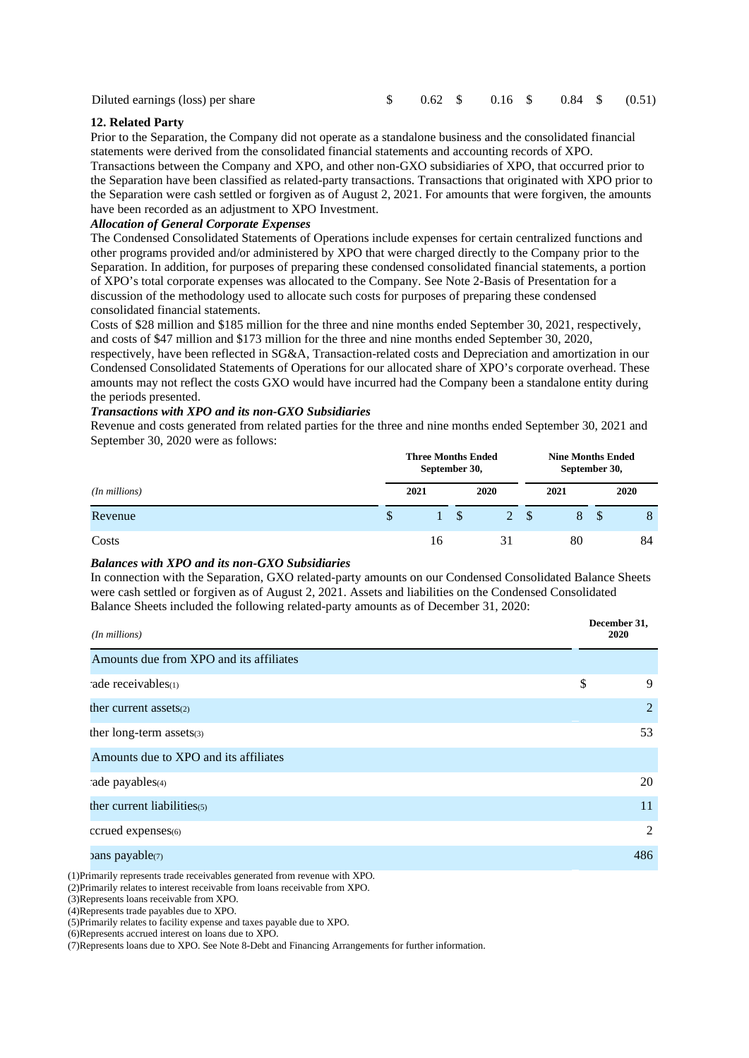| Diluted earnings (loss) per share | $ | 0.62 | $ | 0.16 | $ | 0.84 | $ | (0.51) |
|---|---|---|---|---|---|---|---|---|

### 12. Related Party

Prior to the Separation, the Company did not operate as a standalone business and the consolidated financial statements were derived from the consolidated financial statements and accounting records of XPO. Transactions between the Company and XPO, and other non-GXO subsidiaries of XPO, that occurred prior to the Separation have been classified as related-party transactions. Transactions that originated with XPO prior to the Separation were cash settled or forgiven as of August 2, 2021. For amounts that were forgiven, the amounts have been recorded as an adjustment to XPO Investment.

***Allocation of General Corporate Expenses***

The Condensed Consolidated Statements of Operations include expenses for certain centralized functions and other programs provided and/or administered by XPO that were charged directly to the Company prior to the Separation. In addition, for purposes of preparing these condensed consolidated financial statements, a portion of XPO's total corporate expenses was allocated to the Company. See Note 2-Basis of Presentation for a discussion of the methodology used to allocate such costs for purposes of preparing these condensed consolidated financial statements.

Costs of $28 million and $185 million for the three and nine months ended September 30, 2021, respectively, and costs of $47 million and $173 million for the three and nine months ended September 30, 2020, respectively, have been reflected in SG&A, Transaction-related costs and Depreciation and amortization in our Condensed Consolidated Statements of Operations for our allocated share of XPO's corporate overhead. These amounts may not reflect the costs GXO would have incurred had the Company been a standalone entity during the periods presented.

***Transactions with XPO and its non-GXO Subsidiaries***

Revenue and costs generated from related parties for the three and nine months ended September 30, 2021 and September 30, 2020 were as follows:

| | Three Months Ended September 30, | | Nine Months Ended September 30, | |
|---|---|---|---|---|
| *(In millions)* | 2021 | 2020 | 2021 | 2020 |
| Revenue | $ 1 | $ 2 | $ 8 | $ 8 |
| Costs | 16 | 31 | 80 | 84 |

***Balances with XPO and its non-GXO Subsidiaries***

In connection with the Separation, GXO related-party amounts on our Condensed Consolidated Balance Sheets were cash settled or forgiven as of August 2, 2021. Assets and liabilities on the Condensed Consolidated Balance Sheets included the following related-party amounts as of December 31, 2020:

| *(In millions)* | December 31, 2020 |
|---|---|
| Amounts due from XPO and its affiliates | |
| Trade receivables(1) | $ 9 |
| Other current assets(2) | 2 |
| Other long-term assets(3) | 53 |
| Amounts due to XPO and its affiliates | |
| Trade payables(4) | 20 |
| Other current liabilities(5) | 11 |
| Accrued expenses(6) | 2 |
| Loans payable(7) | 486 |

(1)Primarily represents trade receivables generated from revenue with XPO.
(2)Primarily relates to interest receivable from loans receivable from XPO.
(3)Represents loans receivable from XPO.
(4)Represents trade payables due to XPO.
(5)Primarily relates to facility expense and taxes payable due to XPO.
(6)Represents accrued interest on loans due to XPO.
(7)Represents loans due to XPO. See Note 8-Debt and Financing Arrangements for further information.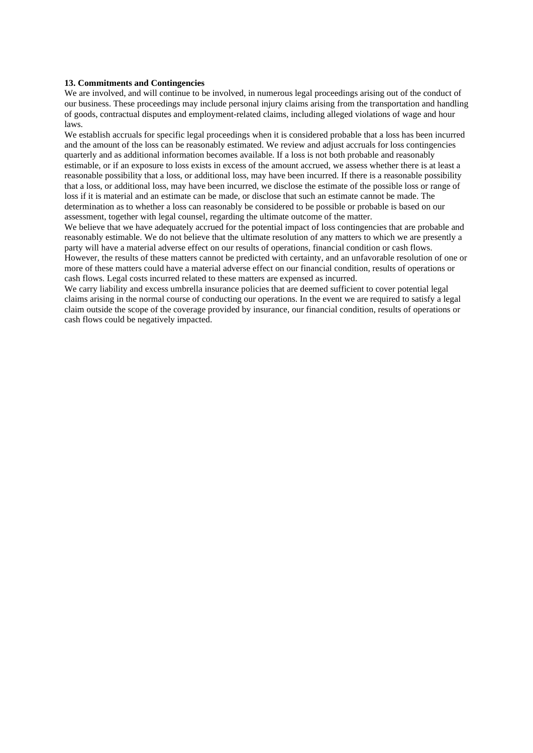**13. Commitments and Contingencies**

We are involved, and will continue to be involved, in numerous legal proceedings arising out of the conduct of our business. These proceedings may include personal injury claims arising from the transportation and handling of goods, contractual disputes and employment-related claims, including alleged violations of wage and hour laws.

We establish accruals for specific legal proceedings when it is considered probable that a loss has been incurred and the amount of the loss can be reasonably estimated. We review and adjust accruals for loss contingencies quarterly and as additional information becomes available. If a loss is not both probable and reasonably estimable, or if an exposure to loss exists in excess of the amount accrued, we assess whether there is at least a reasonable possibility that a loss, or additional loss, may have been incurred. If there is a reasonable possibility that a loss, or additional loss, may have been incurred, we disclose the estimate of the possible loss or range of loss if it is material and an estimate can be made, or disclose that such an estimate cannot be made. The determination as to whether a loss can reasonably be considered to be possible or probable is based on our assessment, together with legal counsel, regarding the ultimate outcome of the matter.

We believe that we have adequately accrued for the potential impact of loss contingencies that are probable and reasonably estimable. We do not believe that the ultimate resolution of any matters to which we are presently a party will have a material adverse effect on our results of operations, financial condition or cash flows. However, the results of these matters cannot be predicted with certainty, and an unfavorable resolution of one or more of these matters could have a material adverse effect on our financial condition, results of operations or cash flows. Legal costs incurred related to these matters are expensed as incurred.

We carry liability and excess umbrella insurance policies that are deemed sufficient to cover potential legal claims arising in the normal course of conducting our operations. In the event we are required to satisfy a legal claim outside the scope of the coverage provided by insurance, our financial condition, results of operations or cash flows could be negatively impacted.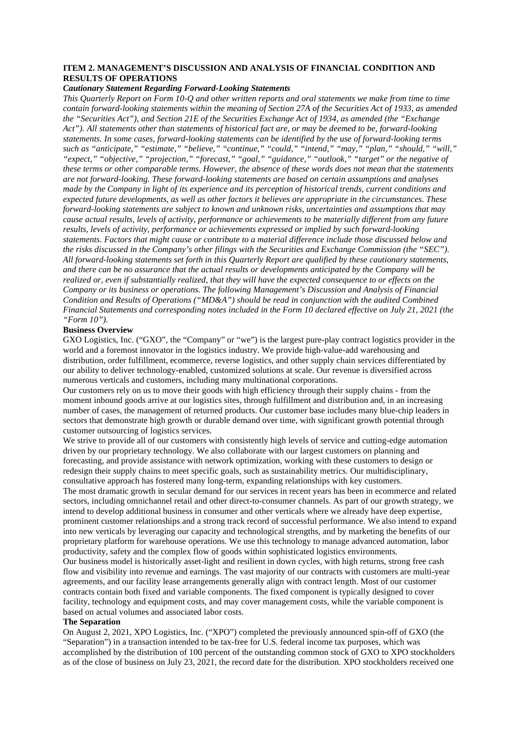## ITEM 2. MANAGEMENT'S DISCUSSION AND ANALYSIS OF FINANCIAL CONDITION AND RESULTS OF OPERATIONS

***Cautionary Statement Regarding Forward-Looking Statements***

*This Quarterly Report on Form 10-Q and other written reports and oral statements we make from time to time contain forward-looking statements within the meaning of Section 27A of the Securities Act of 1933, as amended the "Securities Act"), and Section 21E of the Securities Exchange Act of 1934, as amended (the "Exchange Act"). All statements other than statements of historical fact are, or may be deemed to be, forward-looking statements. In some cases, forward-looking statements can be identified by the use of forward-looking terms such as "anticipate," "estimate," "believe," "continue," "could," "intend," "may," "plan," "should," "will," "expect," "objective," "projection," "forecast," "goal," "guidance," "outlook," "target" or the negative of these terms or other comparable terms. However, the absence of these words does not mean that the statements are not forward-looking. These forward-looking statements are based on certain assumptions and analyses made by the Company in light of its experience and its perception of historical trends, current conditions and expected future developments, as well as other factors it believes are appropriate in the circumstances. These forward-looking statements are subject to known and unknown risks, uncertainties and assumptions that may cause actual results, levels of activity, performance or achievements to be materially different from any future results, levels of activity, performance or achievements expressed or implied by such forward-looking statements. Factors that might cause or contribute to a material difference include those discussed below and the risks discussed in the Company's other filings with the Securities and Exchange Commission (the "SEC"). All forward-looking statements set forth in this Quarterly Report are qualified by these cautionary statements, and there can be no assurance that the actual results or developments anticipated by the Company will be realized or, even if substantially realized, that they will have the expected consequence to or effects on the Company or its business or operations. The following Management's Discussion and Analysis of Financial Condition and Results of Operations ("MD&A") should be read in conjunction with the audited Combined Financial Statements and corresponding notes included in the Form 10 declared effective on July 21, 2021 (the "Form 10").*

**Business Overview**

GXO Logistics, Inc. ("GXO", the "Company" or "we") is the largest pure-play contract logistics provider in the world and a foremost innovator in the logistics industry. We provide high-value-add warehousing and distribution, order fulfillment, ecommerce, reverse logistics, and other supply chain services differentiated by our ability to deliver technology-enabled, customized solutions at scale. Our revenue is diversified across numerous verticals and customers, including many multinational corporations.

Our customers rely on us to move their goods with high efficiency through their supply chains - from the moment inbound goods arrive at our logistics sites, through fulfillment and distribution and, in an increasing number of cases, the management of returned products. Our customer base includes many blue-chip leaders in sectors that demonstrate high growth or durable demand over time, with significant growth potential through customer outsourcing of logistics services.

We strive to provide all of our customers with consistently high levels of service and cutting-edge automation driven by our proprietary technology. We also collaborate with our largest customers on planning and forecasting, and provide assistance with network optimization, working with these customers to design or redesign their supply chains to meet specific goals, such as sustainability metrics. Our multidisciplinary, consultative approach has fostered many long-term, expanding relationships with key customers.

The most dramatic growth in secular demand for our services in recent years has been in ecommerce and related sectors, including omnichannel retail and other direct-to-consumer channels. As part of our growth strategy, we intend to develop additional business in consumer and other verticals where we already have deep expertise, prominent customer relationships and a strong track record of successful performance. We also intend to expand into new verticals by leveraging our capacity and technological strengths, and by marketing the benefits of our proprietary platform for warehouse operations. We use this technology to manage advanced automation, labor productivity, safety and the complex flow of goods within sophisticated logistics environments.

Our business model is historically asset-light and resilient in down cycles, with high returns, strong free cash flow and visibility into revenue and earnings. The vast majority of our contracts with customers are multi-year agreements, and our facility lease arrangements generally align with contract length. Most of our customer contracts contain both fixed and variable components. The fixed component is typically designed to cover facility, technology and equipment costs, and may cover management costs, while the variable component is based on actual volumes and associated labor costs.

**The Separation**

On August 2, 2021, XPO Logistics, Inc. ("XPO") completed the previously announced spin-off of GXO (the "Separation") in a transaction intended to be tax-free for U.S. federal income tax purposes, which was accomplished by the distribution of 100 percent of the outstanding common stock of GXO to XPO stockholders as of the close of business on July 23, 2021, the record date for the distribution. XPO stockholders received one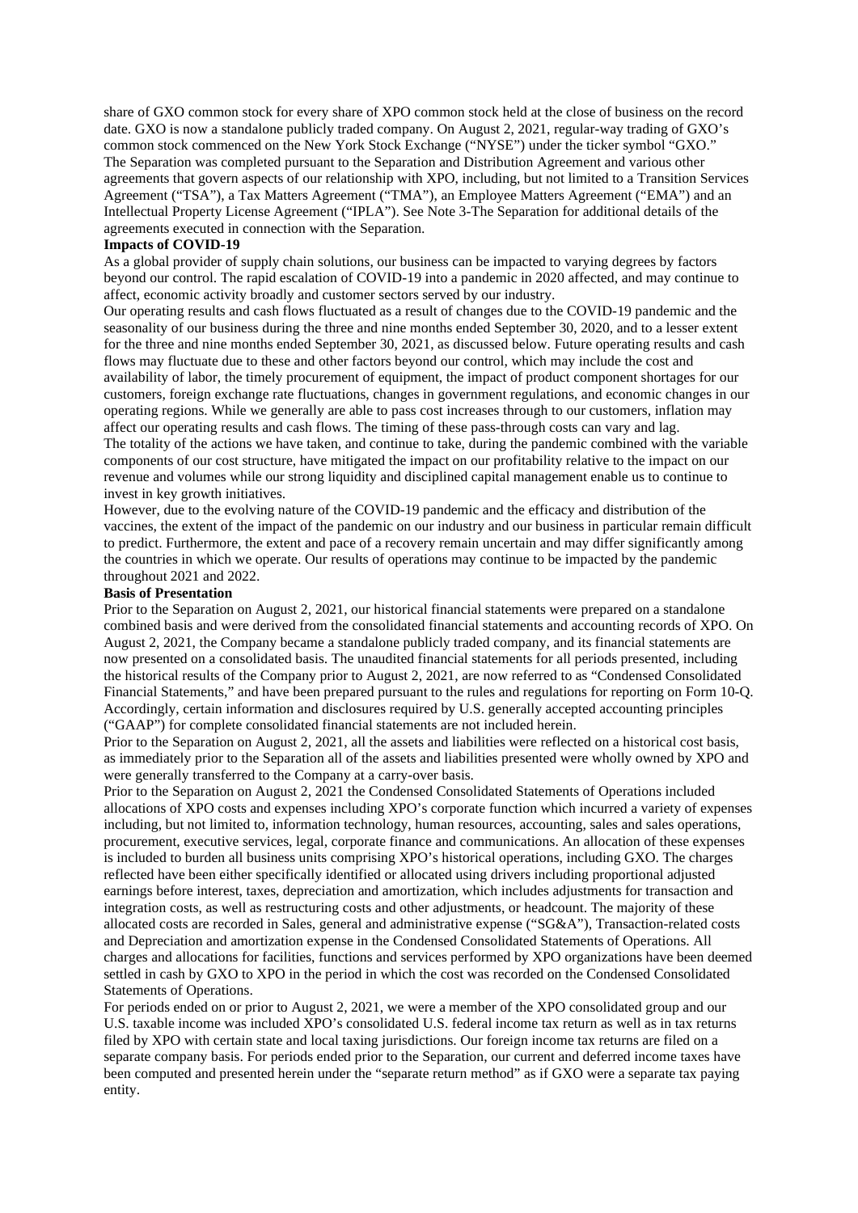share of GXO common stock for every share of XPO common stock held at the close of business on the record date. GXO is now a standalone publicly traded company. On August 2, 2021, regular-way trading of GXO's common stock commenced on the New York Stock Exchange ("NYSE") under the ticker symbol "GXO."

The Separation was completed pursuant to the Separation and Distribution Agreement and various other agreements that govern aspects of our relationship with XPO, including, but not limited to a Transition Services Agreement ("TSA"), a Tax Matters Agreement ("TMA"), an Employee Matters Agreement ("EMA") and an Intellectual Property License Agreement ("IPLA"). See Note 3-The Separation for additional details of the agreements executed in connection with the Separation.

**Impacts of COVID-19**

As a global provider of supply chain solutions, our business can be impacted to varying degrees by factors beyond our control. The rapid escalation of COVID-19 into a pandemic in 2020 affected, and may continue to affect, economic activity broadly and customer sectors served by our industry.

Our operating results and cash flows fluctuated as a result of changes due to the COVID-19 pandemic and the seasonality of our business during the three and nine months ended September 30, 2020, and to a lesser extent for the three and nine months ended September 30, 2021, as discussed below. Future operating results and cash flows may fluctuate due to these and other factors beyond our control, which may include the cost and availability of labor, the timely procurement of equipment, the impact of product component shortages for our customers, foreign exchange rate fluctuations, changes in government regulations, and economic changes in our operating regions. While we generally are able to pass cost increases through to our customers, inflation may affect our operating results and cash flows. The timing of these pass-through costs can vary and lag.

The totality of the actions we have taken, and continue to take, during the pandemic combined with the variable components of our cost structure, have mitigated the impact on our profitability relative to the impact on our revenue and volumes while our strong liquidity and disciplined capital management enable us to continue to invest in key growth initiatives.

However, due to the evolving nature of the COVID-19 pandemic and the efficacy and distribution of the vaccines, the extent of the impact of the pandemic on our industry and our business in particular remain difficult to predict. Furthermore, the extent and pace of a recovery remain uncertain and may differ significantly among the countries in which we operate. Our results of operations may continue to be impacted by the pandemic throughout 2021 and 2022.

**Basis of Presentation**

Prior to the Separation on August 2, 2021, our historical financial statements were prepared on a standalone combined basis and were derived from the consolidated financial statements and accounting records of XPO. On August 2, 2021, the Company became a standalone publicly traded company, and its financial statements are now presented on a consolidated basis. The unaudited financial statements for all periods presented, including the historical results of the Company prior to August 2, 2021, are now referred to as "Condensed Consolidated Financial Statements," and have been prepared pursuant to the rules and regulations for reporting on Form 10-Q. Accordingly, certain information and disclosures required by U.S. generally accepted accounting principles ("GAAP") for complete consolidated financial statements are not included herein.

Prior to the Separation on August 2, 2021, all the assets and liabilities were reflected on a historical cost basis, as immediately prior to the Separation all of the assets and liabilities presented were wholly owned by XPO and were generally transferred to the Company at a carry-over basis.

Prior to the Separation on August 2, 2021 the Condensed Consolidated Statements of Operations included allocations of XPO costs and expenses including XPO's corporate function which incurred a variety of expenses including, but not limited to, information technology, human resources, accounting, sales and sales operations, procurement, executive services, legal, corporate finance and communications. An allocation of these expenses is included to burden all business units comprising XPO's historical operations, including GXO. The charges reflected have been either specifically identified or allocated using drivers including proportional adjusted earnings before interest, taxes, depreciation and amortization, which includes adjustments for transaction and integration costs, as well as restructuring costs and other adjustments, or headcount. The majority of these allocated costs are recorded in Sales, general and administrative expense ("SG&A"), Transaction-related costs and Depreciation and amortization expense in the Condensed Consolidated Statements of Operations. All charges and allocations for facilities, functions and services performed by XPO organizations have been deemed settled in cash by GXO to XPO in the period in which the cost was recorded on the Condensed Consolidated Statements of Operations.

For periods ended on or prior to August 2, 2021, we were a member of the XPO consolidated group and our U.S. taxable income was included XPO's consolidated U.S. federal income tax return as well as in tax returns filed by XPO with certain state and local taxing jurisdictions. Our foreign income tax returns are filed on a separate company basis. For periods ended prior to the Separation, our current and deferred income taxes have been computed and presented herein under the "separate return method" as if GXO were a separate tax paying entity.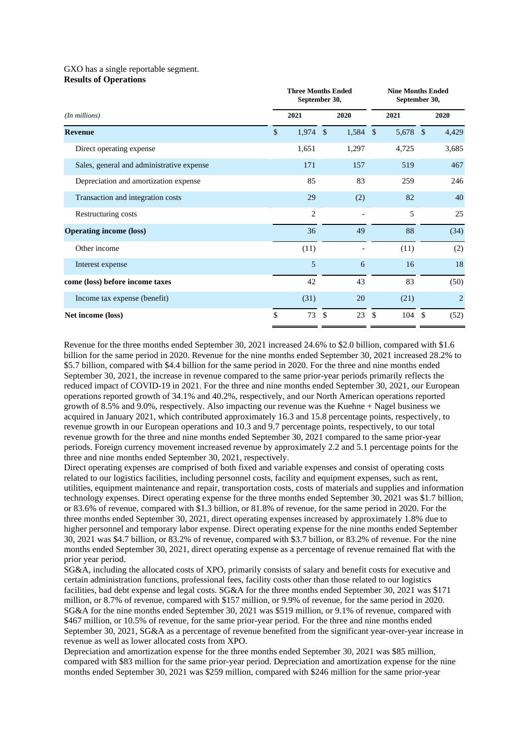GXO has a single reportable segment.

**Results of Operations**

| *(In millions)* | Three Months Ended September 30, 2021 | Three Months Ended September 30, 2020 | Nine Months Ended September 30, 2021 | Nine Months Ended September 30, 2020 |
|---|---|---|---|---|
| **Revenue** | $ 1,974 | $ 1,584 | $ 5,678 | $ 4,429 |
| Direct operating expense | 1,651 | 1,297 | 4,725 | 3,685 |
| Sales, general and administrative expense | 171 | 157 | 519 | 467 |
| Depreciation and amortization expense | 85 | 83 | 259 | 246 |
| Transaction and integration costs | 29 | (2) | 82 | 40 |
| Restructuring costs | 2 | - | 5 | 25 |
| **Operating income (loss)** | 36 | 49 | 88 | (34) |
| Other income | (11) | - | (11) | (2) |
| Interest expense | 5 | 6 | 16 | 18 |
| **come (loss) before income taxes** | 42 | 43 | 83 | (50) |
| Income tax expense (benefit) | (31) | 20 | (21) | 2 |
| **Net income (loss)** | $ 73 | $ 23 | $ 104 | $ (52) |

Revenue for the three months ended September 30, 2021 increased 24.6% to $2.0 billion, compared with $1.6 billion for the same period in 2020. Revenue for the nine months ended September 30, 2021 increased 28.2% to $5.7 billion, compared with $4.4 billion for the same period in 2020. For the three and nine months ended September 30, 2021, the increase in revenue compared to the same prior-year periods primarily reflects the reduced impact of COVID-19 in 2021. For the three and nine months ended September 30, 2021, our European operations reported growth of 34.1% and 40.2%, respectively, and our North American operations reported growth of 8.5% and 9.0%, respectively. Also impacting our revenue was the Kuehne + Nagel business we acquired in January 2021, which contributed approximately 16.3 and 15.8 percentage points, respectively, to revenue growth in our European operations and 10.3 and 9.7 percentage points, respectively, to our total revenue growth for the three and nine months ended September 30, 2021 compared to the same prior-year periods. Foreign currency movement increased revenue by approximately 2.2 and 5.1 percentage points for the three and nine months ended September 30, 2021, respectively.

Direct operating expenses are comprised of both fixed and variable expenses and consist of operating costs related to our logistics facilities, including personnel costs, facility and equipment expenses, such as rent, utilities, equipment maintenance and repair, transportation costs, costs of materials and supplies and information technology expenses. Direct operating expense for the three months ended September 30, 2021 was $1.7 billion, or 83.6% of revenue, compared with $1.3 billion, or 81.8% of revenue, for the same period in 2020. For the three months ended September 30, 2021, direct operating expenses increased by approximately 1.8% due to higher personnel and temporary labor expense. Direct operating expense for the nine months ended September 30, 2021 was $4.7 billion, or 83.2% of revenue, compared with $3.7 billion, or 83.2% of revenue. For the nine months ended September 30, 2021, direct operating expense as a percentage of revenue remained flat with the prior year period.

SG&A, including the allocated costs of XPO, primarily consists of salary and benefit costs for executive and certain administration functions, professional fees, facility costs other than those related to our logistics facilities, bad debt expense and legal costs. SG&A for the three months ended September 30, 2021 was $171 million, or 8.7% of revenue, compared with $157 million, or 9.9% of revenue, for the same period in 2020. SG&A for the nine months ended September 30, 2021 was $519 million, or 9.1% of revenue, compared with $467 million, or 10.5% of revenue, for the same prior-year period. For the three and nine months ended September 30, 2021, SG&A as a percentage of revenue benefited from the significant year-over-year increase in revenue as well as lower allocated costs from XPO.

Depreciation and amortization expense for the three months ended September 30, 2021 was $85 million, compared with $83 million for the same prior-year period. Depreciation and amortization expense for the nine months ended September 30, 2021 was $259 million, compared with $246 million for the same prior-year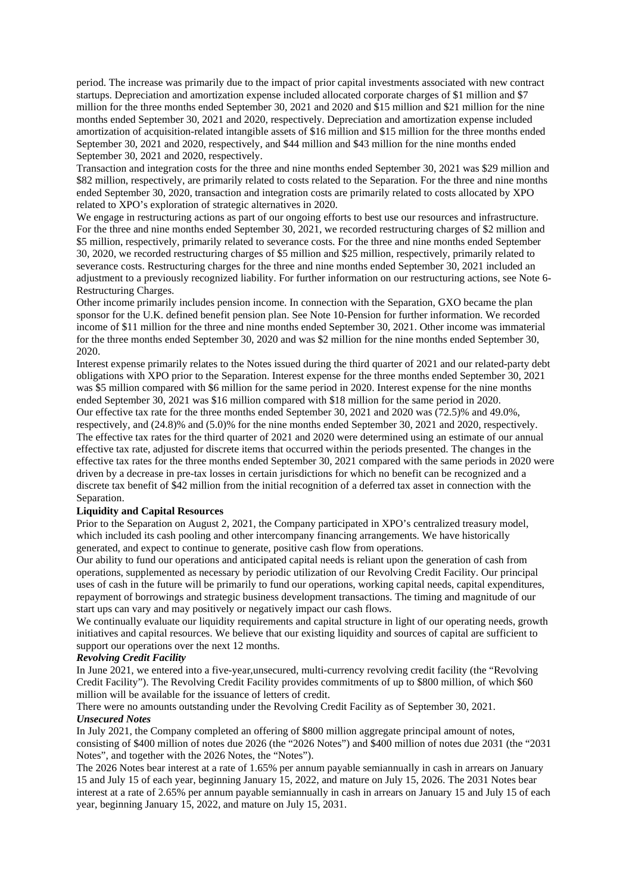period. The increase was primarily due to the impact of prior capital investments associated with new contract startups. Depreciation and amortization expense included allocated corporate charges of $1 million and $7 million for the three months ended September 30, 2021 and 2020 and $15 million and $21 million for the nine months ended September 30, 2021 and 2020, respectively. Depreciation and amortization expense included amortization of acquisition-related intangible assets of $16 million and $15 million for the three months ended September 30, 2021 and 2020, respectively, and $44 million and $43 million for the nine months ended September 30, 2021 and 2020, respectively.

Transaction and integration costs for the three and nine months ended September 30, 2021 was $29 million and $82 million, respectively, are primarily related to costs related to the Separation. For the three and nine months ended September 30, 2020, transaction and integration costs are primarily related to costs allocated by XPO related to XPO's exploration of strategic alternatives in 2020.

We engage in restructuring actions as part of our ongoing efforts to best use our resources and infrastructure. For the three and nine months ended September 30, 2021, we recorded restructuring charges of $2 million and $5 million, respectively, primarily related to severance costs. For the three and nine months ended September 30, 2020, we recorded restructuring charges of $5 million and $25 million, respectively, primarily related to severance costs. Restructuring charges for the three and nine months ended September 30, 2021 included an adjustment to a previously recognized liability. For further information on our restructuring actions, see Note 6-Restructuring Charges.

Other income primarily includes pension income. In connection with the Separation, GXO became the plan sponsor for the U.K. defined benefit pension plan. See Note 10-Pension for further information. We recorded income of $11 million for the three and nine months ended September 30, 2021. Other income was immaterial for the three months ended September 30, 2020 and was $2 million for the nine months ended September 30, 2020.

Interest expense primarily relates to the Notes issued during the third quarter of 2021 and our related-party debt obligations with XPO prior to the Separation. Interest expense for the three months ended September 30, 2021 was $5 million compared with $6 million for the same period in 2020. Interest expense for the nine months ended September 30, 2021 was $16 million compared with $18 million for the same period in 2020.

Our effective tax rate for the three months ended September 30, 2021 and 2020 was (72.5)% and 49.0%, respectively, and (24.8)% and (5.0)% for the nine months ended September 30, 2021 and 2020, respectively. The effective tax rates for the third quarter of 2021 and 2020 were determined using an estimate of our annual effective tax rate, adjusted for discrete items that occurred within the periods presented. The changes in the effective tax rates for the three months ended September 30, 2021 compared with the same periods in 2020 were driven by a decrease in pre-tax losses in certain jurisdictions for which no benefit can be recognized and a discrete tax benefit of $42 million from the initial recognition of a deferred tax asset in connection with the Separation.

**Liquidity and Capital Resources**

Prior to the Separation on August 2, 2021, the Company participated in XPO's centralized treasury model, which included its cash pooling and other intercompany financing arrangements. We have historically generated, and expect to continue to generate, positive cash flow from operations.

Our ability to fund our operations and anticipated capital needs is reliant upon the generation of cash from operations, supplemented as necessary by periodic utilization of our Revolving Credit Facility. Our principal uses of cash in the future will be primarily to fund our operations, working capital needs, capital expenditures, repayment of borrowings and strategic business development transactions. The timing and magnitude of our start ups can vary and may positively or negatively impact our cash flows.

We continually evaluate our liquidity requirements and capital structure in light of our operating needs, growth initiatives and capital resources. We believe that our existing liquidity and sources of capital are sufficient to support our operations over the next 12 months.

***Revolving Credit Facility***

In June 2021, we entered into a five-year,unsecured, multi-currency revolving credit facility (the "Revolving Credit Facility"). The Revolving Credit Facility provides commitments of up to $800 million, of which $60 million will be available for the issuance of letters of credit.

There were no amounts outstanding under the Revolving Credit Facility as of September 30, 2021.

***Unsecured Notes***

In July 2021, the Company completed an offering of $800 million aggregate principal amount of notes, consisting of $400 million of notes due 2026 (the "2026 Notes") and $400 million of notes due 2031 (the "2031 Notes", and together with the 2026 Notes, the "Notes").

The 2026 Notes bear interest at a rate of 1.65% per annum payable semiannually in cash in arrears on January 15 and July 15 of each year, beginning January 15, 2022, and mature on July 15, 2026. The 2031 Notes bear interest at a rate of 2.65% per annum payable semiannually in cash in arrears on January 15 and July 15 of each year, beginning January 15, 2022, and mature on July 15, 2031.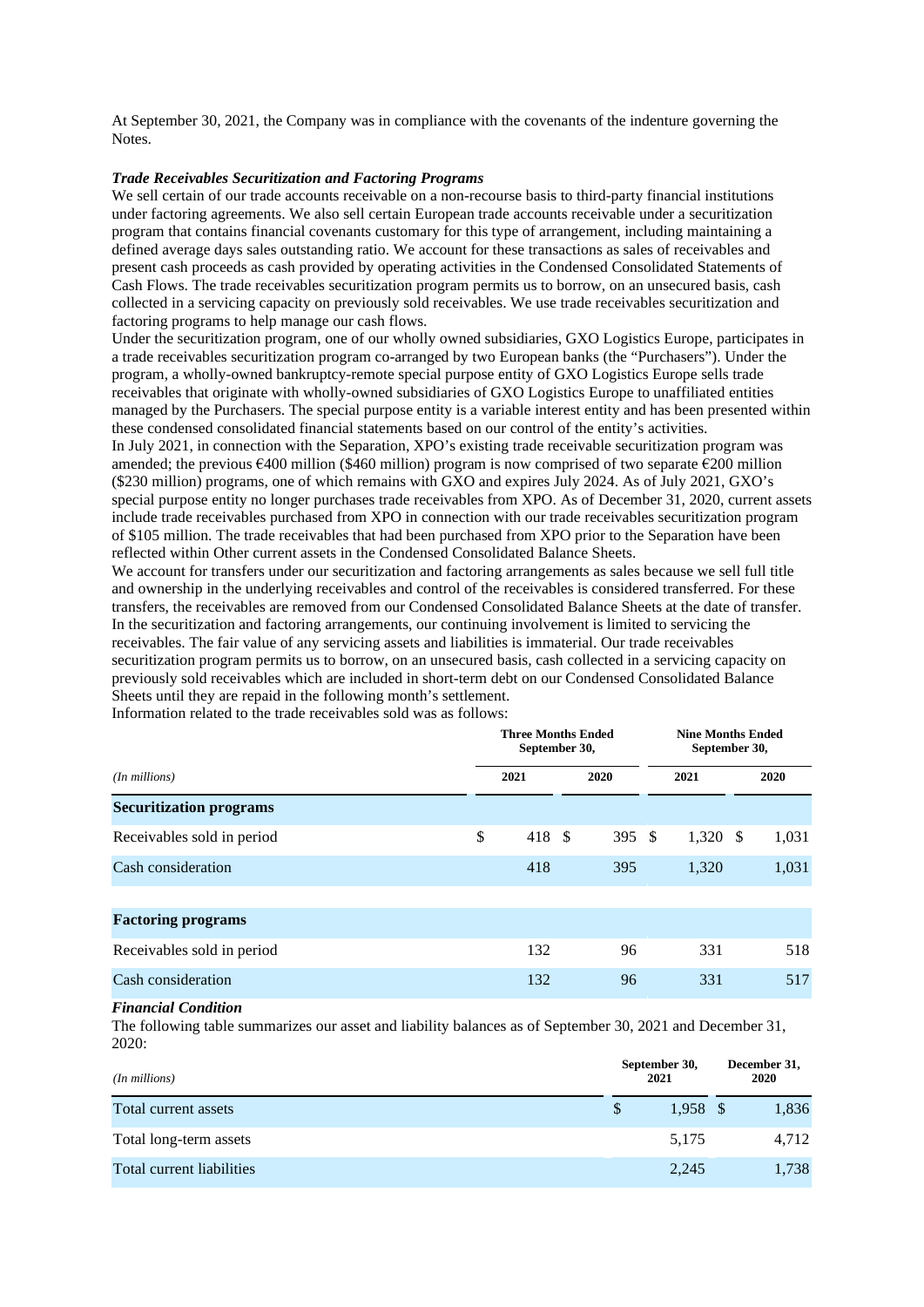At September 30, 2021, the Company was in compliance with the covenants of the indenture governing the Notes.

### *Trade Receivables Securitization and Factoring Programs*

We sell certain of our trade accounts receivable on a non-recourse basis to third-party financial institutions under factoring agreements. We also sell certain European trade accounts receivable under a securitization program that contains financial covenants customary for this type of arrangement, including maintaining a defined average days sales outstanding ratio. We account for these transactions as sales of receivables and present cash proceeds as cash provided by operating activities in the Condensed Consolidated Statements of Cash Flows. The trade receivables securitization program permits us to borrow, on an unsecured basis, cash collected in a servicing capacity on previously sold receivables. We use trade receivables securitization and factoring programs to help manage our cash flows.

Under the securitization program, one of our wholly owned subsidiaries, GXO Logistics Europe, participates in a trade receivables securitization program co-arranged by two European banks (the "Purchasers"). Under the program, a wholly-owned bankruptcy-remote special purpose entity of GXO Logistics Europe sells trade receivables that originate with wholly-owned subsidiaries of GXO Logistics Europe to unaffiliated entities managed by the Purchasers. The special purpose entity is a variable interest entity and has been presented within these condensed consolidated financial statements based on our control of the entity's activities.

In July 2021, in connection with the Separation, XPO's existing trade receivable securitization program was amended; the previous €400 million ($460 million) program is now comprised of two separate €200 million ($230 million) programs, one of which remains with GXO and expires July 2024. As of July 2021, GXO's special purpose entity no longer purchases trade receivables from XPO. As of December 31, 2020, current assets include trade receivables purchased from XPO in connection with our trade receivables securitization program of $105 million. The trade receivables that had been purchased from XPO prior to the Separation have been reflected within Other current assets in the Condensed Consolidated Balance Sheets.

We account for transfers under our securitization and factoring arrangements as sales because we sell full title and ownership in the underlying receivables and control of the receivables is considered transferred. For these transfers, the receivables are removed from our Condensed Consolidated Balance Sheets at the date of transfer. In the securitization and factoring arrangements, our continuing involvement is limited to servicing the receivables. The fair value of any servicing assets and liabilities is immaterial. Our trade receivables securitization program permits us to borrow, on an unsecured basis, cash collected in a servicing capacity on previously sold receivables which are included in short-term debt on our Condensed Consolidated Balance Sheets until they are repaid in the following month's settlement.

Information related to the trade receivables sold was as follows:

| | Three Months Ended September 30, | | Nine Months Ended September 30, | |
|---|---|---|---|---|
| *(In millions)* | 2021 | 2020 | 2021 | 2020 |
| **Securitization programs** | | | | |
| Receivables sold in period | $ 418 | $ 395 | $ 1,320 | $ 1,031 |
| Cash consideration | 418 | 395 | 1,320 | 1,031 |
| | | | | |
| **Factoring programs** | | | | |
| Receivables sold in period | 132 | 96 | 331 | 518 |
| Cash consideration | 132 | 96 | 331 | 517 |

### *Financial Condition*

The following table summarizes our asset and liability balances as of September 30, 2021 and December 31, 2020:

| *(In millions)* | September 30, 2021 | December 31, 2020 |
|---|---|---|
| Total current assets | $ 1,958 | $ 1,836 |
| Total long-term assets | 5,175 | 4,712 |
| Total current liabilities | 2,245 | 1,738 |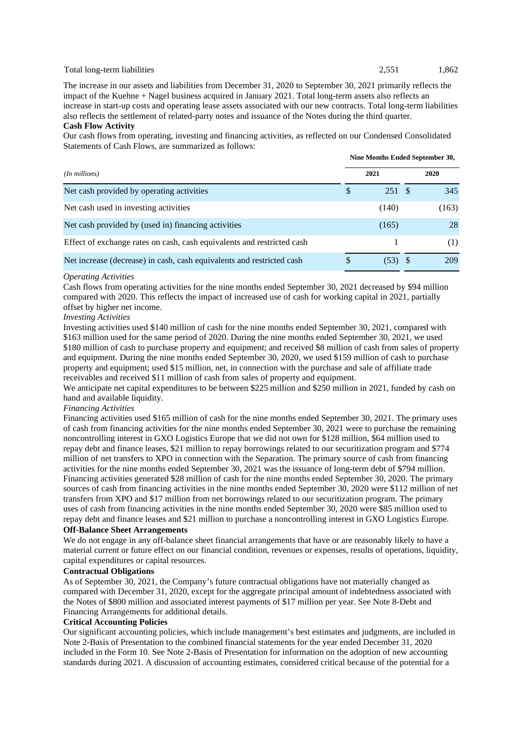| Total long-term liabilities | 2,551 | 1,862 |
|---|---|---|

The increase in our assets and liabilities from December 31, 2020 to September 30, 2021 primarily reflects the impact of the Kuehne + Nagel business acquired in January 2021. Total long-term assets also reflects an increase in start-up costs and operating lease assets associated with our new contracts. Total long-term liabilities also reflects the settlement of related-party notes and issuance of the Notes during the third quarter.

**Cash Flow Activity**

Our cash flows from operating, investing and financing activities, as reflected on our Condensed Consolidated Statements of Cash Flows, are summarized as follows:

| | Nine Months Ended September 30, | |
|---|---|---|
| *(In millions)* | 2021 | 2020 |
| Net cash provided by operating activities | $ 251 | $ 345 |
| Net cash used in investing activities | (140) | (163) |
| Net cash provided by (used in) financing activities | (165) | 28 |
| Effect of exchange rates on cash, cash equivalents and restricted cash | 1 | (1) |
| Net increase (decrease) in cash, cash equivalents and restricted cash | $ (53) | $ 209 |

*Operating Activities*

Cash flows from operating activities for the nine months ended September 30, 2021 decreased by $94 million compared with 2020. This reflects the impact of increased use of cash for working capital in 2021, partially offset by higher net income.

*Investing Activities*

Investing activities used $140 million of cash for the nine months ended September 30, 2021, compared with $163 million used for the same period of 2020. During the nine months ended September 30, 2021, we used $180 million of cash to purchase property and equipment; and received $8 million of cash from sales of property and equipment. During the nine months ended September 30, 2020, we used $159 million of cash to purchase property and equipment; used $15 million, net, in connection with the purchase and sale of affiliate trade receivables and received $11 million of cash from sales of property and equipment.

We anticipate net capital expenditures to be between $225 million and $250 million in 2021, funded by cash on hand and available liquidity.

*Financing Activities*

Financing activities used $165 million of cash for the nine months ended September 30, 2021. The primary uses of cash from financing activities for the nine months ended September 30, 2021 were to purchase the remaining noncontrolling interest in GXO Logistics Europe that we did not own for $128 million, $64 million used to repay debt and finance leases, $21 million to repay borrowings related to our securitization program and $774 million of net transfers to XPO in connection with the Separation. The primary source of cash from financing activities for the nine months ended September 30, 2021 was the issuance of long-term debt of $794 million. Financing activities generated $28 million of cash for the nine months ended September 30, 2020. The primary sources of cash from financing activities in the nine months ended September 30, 2020 were $112 million of net transfers from XPO and $17 million from net borrowings related to our securitization program. The primary uses of cash from financing activities in the nine months ended September 30, 2020 were $85 million used to repay debt and finance leases and $21 million to purchase a noncontrolling interest in GXO Logistics Europe.

**Off-Balance Sheet Arrangements**

We do not engage in any off-balance sheet financial arrangements that have or are reasonably likely to have a material current or future effect on our financial condition, revenues or expenses, results of operations, liquidity, capital expenditures or capital resources.

**Contractual Obligations**

As of September 30, 2021, the Company's future contractual obligations have not materially changed as compared with December 31, 2020, except for the aggregate principal amount of indebtedness associated with the Notes of $800 million and associated interest payments of $17 million per year. See Note 8-Debt and Financing Arrangements for additional details.

**Critical Accounting Policies**

Our significant accounting policies, which include management's best estimates and judgments, are included in Note 2-Basis of Presentation to the combined financial statements for the year ended December 31, 2020 included in the Form 10. See Note 2-Basis of Presentation for information on the adoption of new accounting standards during 2021. A discussion of accounting estimates, considered critical because of the potential for a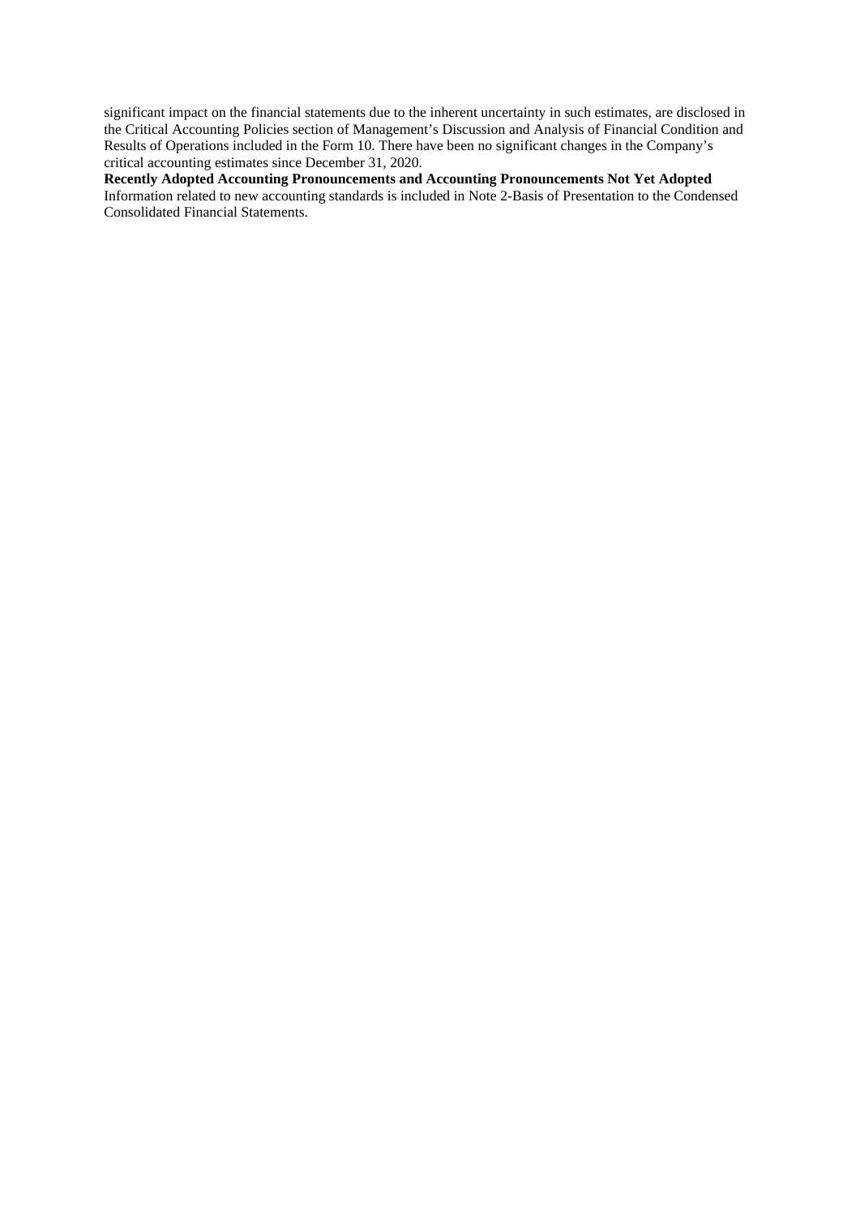significant impact on the financial statements due to the inherent uncertainty in such estimates, are disclosed in the Critical Accounting Policies section of Management's Discussion and Analysis of Financial Condition and Results of Operations included in the Form 10. There have been no significant changes in the Company's critical accounting estimates since December 31, 2020.

**Recently Adopted Accounting Pronouncements and Accounting Pronouncements Not Yet Adopted**

Information related to new accounting standards is included in Note 2-Basis of Presentation to the Condensed Consolidated Financial Statements.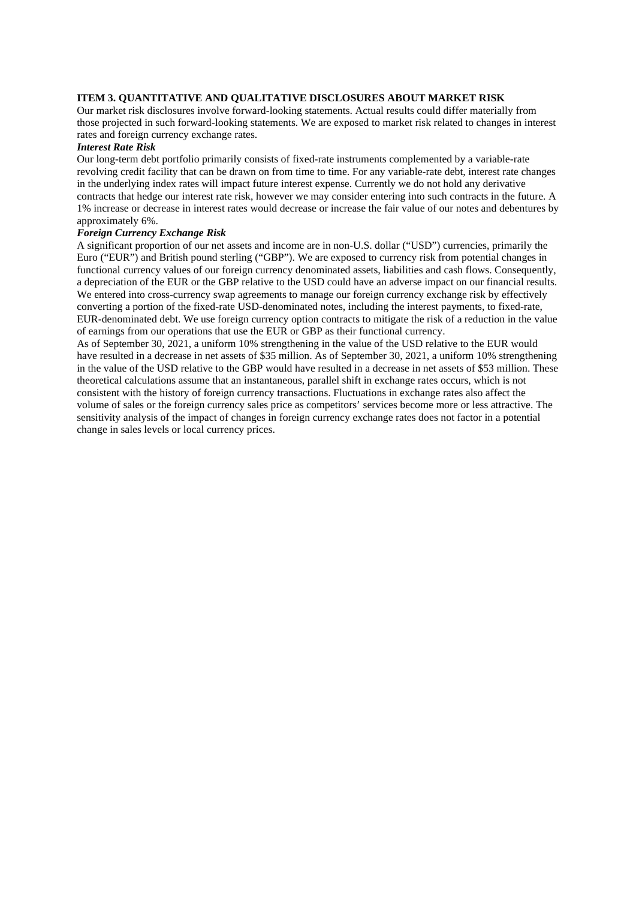## ITEM 3. QUANTITATIVE AND QUALITATIVE DISCLOSURES ABOUT MARKET RISK

Our market risk disclosures involve forward-looking statements. Actual results could differ materially from those projected in such forward-looking statements. We are exposed to market risk related to changes in interest rates and foreign currency exchange rates.

### *Interest Rate Risk*

Our long-term debt portfolio primarily consists of fixed-rate instruments complemented by a variable-rate revolving credit facility that can be drawn on from time to time. For any variable-rate debt, interest rate changes in the underlying index rates will impact future interest expense. Currently we do not hold any derivative contracts that hedge our interest rate risk, however we may consider entering into such contracts in the future. A 1% increase or decrease in interest rates would decrease or increase the fair value of our notes and debentures by approximately 6%.

### *Foreign Currency Exchange Risk*

A significant proportion of our net assets and income are in non-U.S. dollar ("USD") currencies, primarily the Euro ("EUR") and British pound sterling ("GBP"). We are exposed to currency risk from potential changes in functional currency values of our foreign currency denominated assets, liabilities and cash flows. Consequently, a depreciation of the EUR or the GBP relative to the USD could have an adverse impact on our financial results. We entered into cross-currency swap agreements to manage our foreign currency exchange risk by effectively converting a portion of the fixed-rate USD-denominated notes, including the interest payments, to fixed-rate, EUR-denominated debt. We use foreign currency option contracts to mitigate the risk of a reduction in the value of earnings from our operations that use the EUR or GBP as their functional currency.

As of September 30, 2021, a uniform 10% strengthening in the value of the USD relative to the EUR would have resulted in a decrease in net assets of $35 million. As of September 30, 2021, a uniform 10% strengthening in the value of the USD relative to the GBP would have resulted in a decrease in net assets of $53 million. These theoretical calculations assume that an instantaneous, parallel shift in exchange rates occurs, which is not consistent with the history of foreign currency transactions. Fluctuations in exchange rates also affect the volume of sales or the foreign currency sales price as competitors' services become more or less attractive. The sensitivity analysis of the impact of changes in foreign currency exchange rates does not factor in a potential change in sales levels or local currency prices.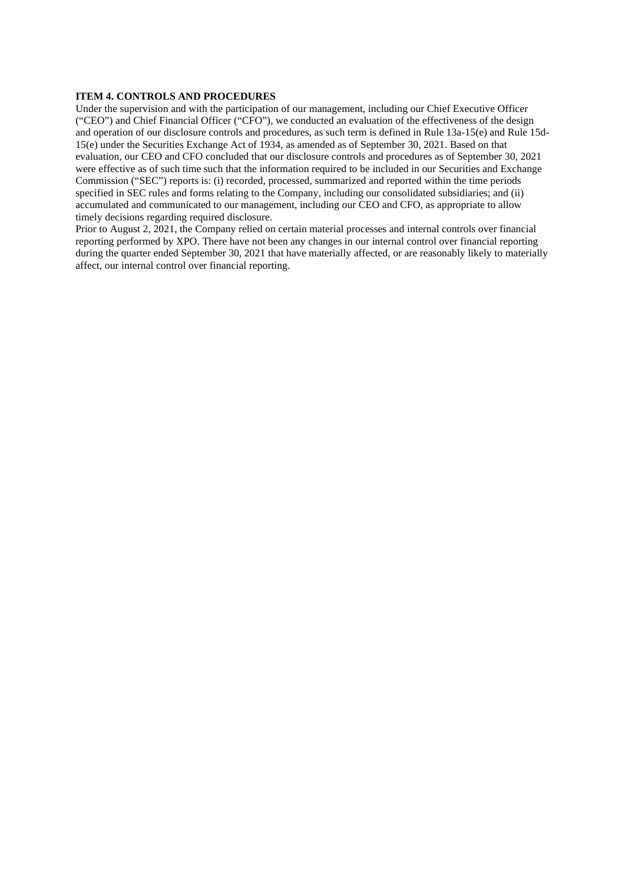**ITEM 4. CONTROLS AND PROCEDURES**

Under the supervision and with the participation of our management, including our Chief Executive Officer ("CEO") and Chief Financial Officer ("CFO"), we conducted an evaluation of the effectiveness of the design and operation of our disclosure controls and procedures, as such term is defined in Rule 13a-15(e) and Rule 15d-15(e) under the Securities Exchange Act of 1934, as amended as of September 30, 2021. Based on that evaluation, our CEO and CFO concluded that our disclosure controls and procedures as of September 30, 2021 were effective as of such time such that the information required to be included in our Securities and Exchange Commission ("SEC") reports is: (i) recorded, processed, summarized and reported within the time periods specified in SEC rules and forms relating to the Company, including our consolidated subsidiaries; and (ii) accumulated and communicated to our management, including our CEO and CFO, as appropriate to allow timely decisions regarding required disclosure.

Prior to August 2, 2021, the Company relied on certain material processes and internal controls over financial reporting performed by XPO. There have not been any changes in our internal control over financial reporting during the quarter ended September 30, 2021 that have materially affected, or are reasonably likely to materially affect, our internal control over financial reporting.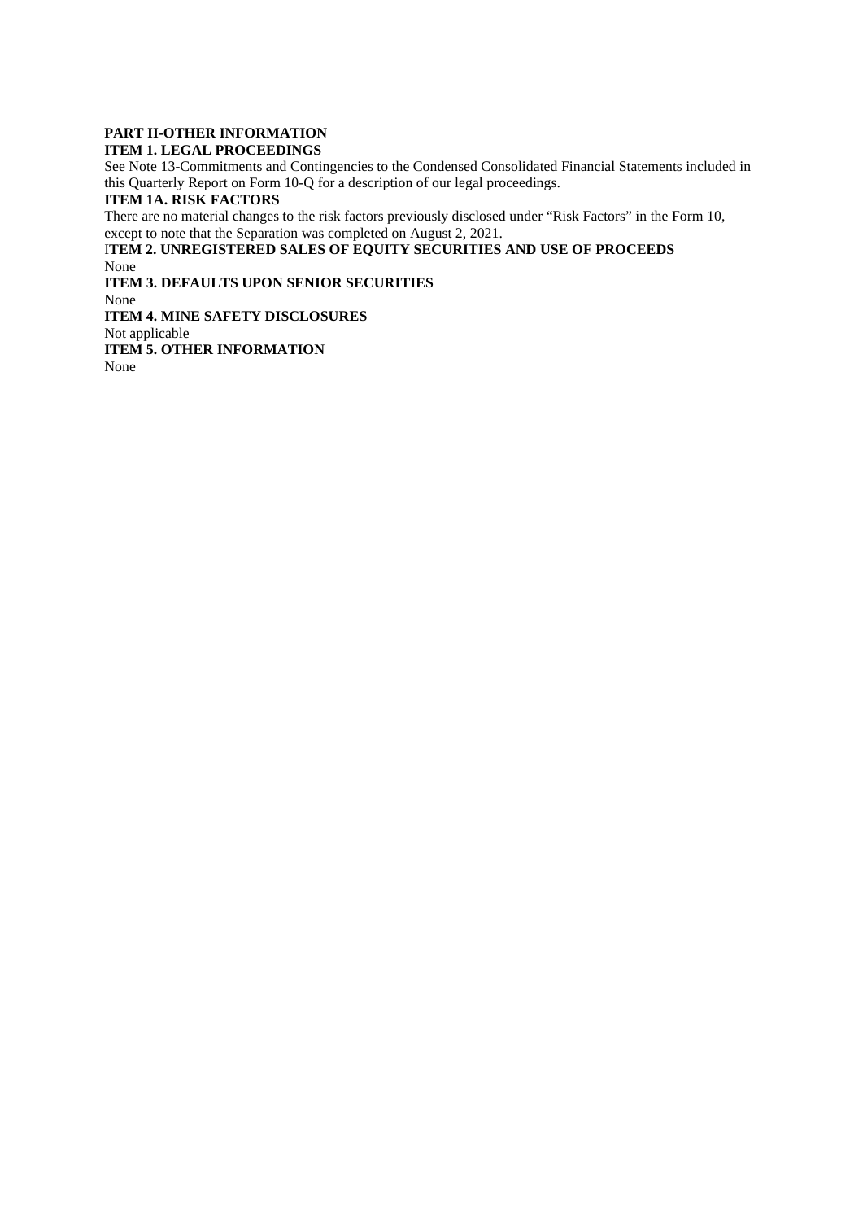## PART II-OTHER INFORMATION

### ITEM 1. LEGAL PROCEEDINGS

See Note 13-Commitments and Contingencies to the Condensed Consolidated Financial Statements included in this Quarterly Report on Form 10-Q for a description of our legal proceedings.

### ITEM 1A. RISK FACTORS

There are no material changes to the risk factors previously disclosed under "Risk Factors" in the Form 10, except to note that the Separation was completed on August 2, 2021.

### ITEM 2. UNREGISTERED SALES OF EQUITY SECURITIES AND USE OF PROCEEDS

None

### ITEM 3. DEFAULTS UPON SENIOR SECURITIES

None

### ITEM 4. MINE SAFETY DISCLOSURES

Not applicable

### ITEM 5. OTHER INFORMATION

None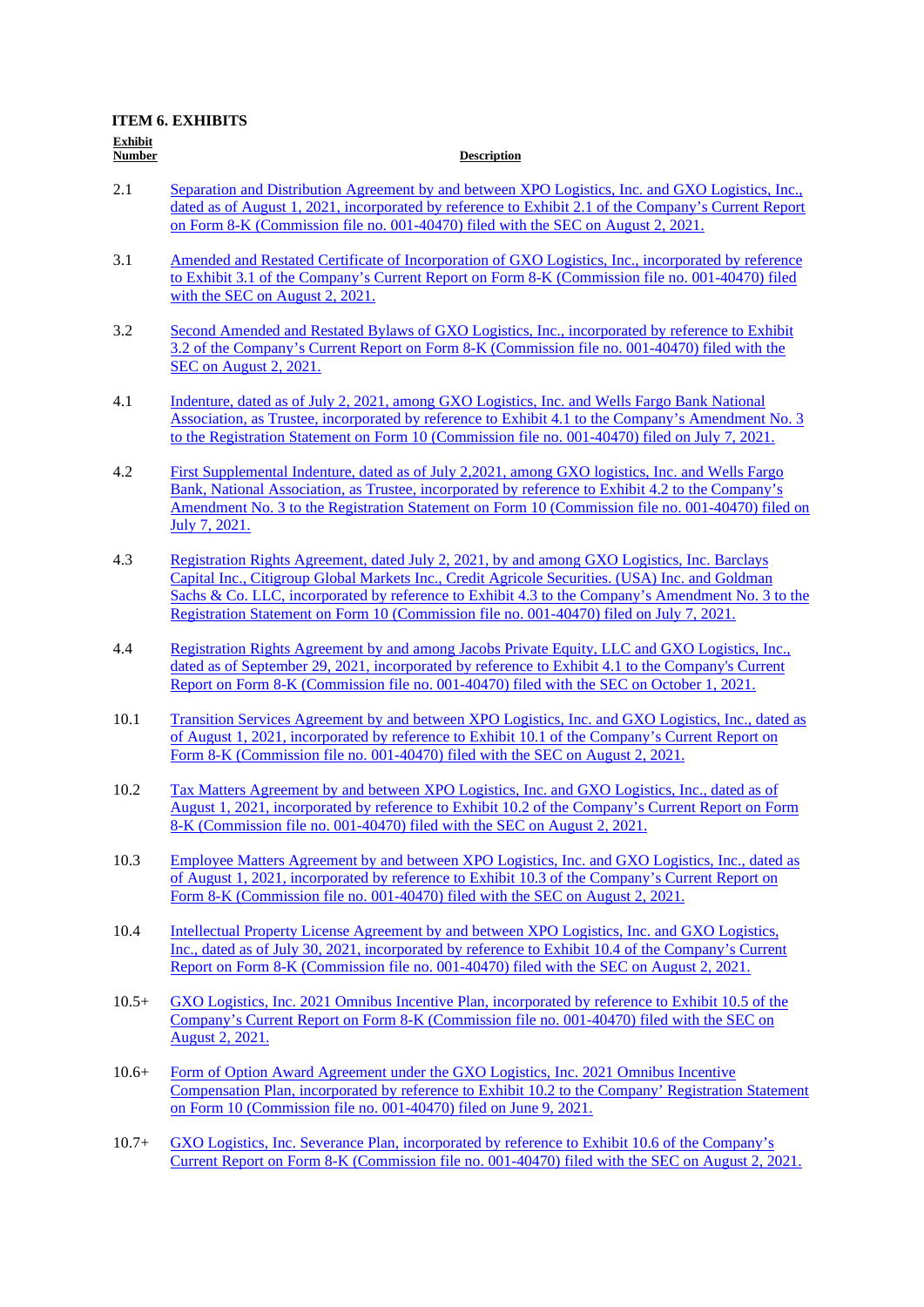## ITEM 6. EXHIBITS

| Exhibit Number | Description |
|---|---|
| 2.1 | Separation and Distribution Agreement by and between XPO Logistics, Inc. and GXO Logistics, Inc., dated as of August 1, 2021, incorporated by reference to Exhibit 2.1 of the Company's Current Report on Form 8-K (Commission file no. 001-40470) filed with the SEC on August 2, 2021. |
| 3.1 | Amended and Restated Certificate of Incorporation of GXO Logistics, Inc., incorporated by reference to Exhibit 3.1 of the Company's Current Report on Form 8-K (Commission file no. 001-40470) filed with the SEC on August 2, 2021. |
| 3.2 | Second Amended and Restated Bylaws of GXO Logistics, Inc., incorporated by reference to Exhibit 3.2 of the Company's Current Report on Form 8-K (Commission file no. 001-40470) filed with the SEC on August 2, 2021. |
| 4.1 | Indenture, dated as of July 2, 2021, among GXO Logistics, Inc. and Wells Fargo Bank National Association, as Trustee, incorporated by reference to Exhibit 4.1 to the Company's Amendment No. 3 to the Registration Statement on Form 10 (Commission file no. 001-40470) filed on July 7, 2021. |
| 4.2 | First Supplemental Indenture, dated as of July 2,2021, among GXO logistics, Inc. and Wells Fargo Bank, National Association, as Trustee, incorporated by reference to Exhibit 4.2 to the Company's Amendment No. 3 to the Registration Statement on Form 10 (Commission file no. 001-40470) filed on July 7, 2021. |
| 4.3 | Registration Rights Agreement, dated July 2, 2021, by and among GXO Logistics, Inc. Barclays Capital Inc., Citigroup Global Markets Inc., Credit Agricole Securities. (USA) Inc. and Goldman Sachs & Co. LLC, incorporated by reference to Exhibit 4.3 to the Company's Amendment No. 3 to the Registration Statement on Form 10 (Commission file no. 001-40470) filed on July 7, 2021. |
| 4.4 | Registration Rights Agreement by and among Jacobs Private Equity, LLC and GXO Logistics, Inc., dated as of September 29, 2021, incorporated by reference to Exhibit 4.1 to the Company's Current Report on Form 8-K (Commission file no. 001-40470) filed with the SEC on October 1, 2021. |
| 10.1 | Transition Services Agreement by and between XPO Logistics, Inc. and GXO Logistics, Inc., dated as of August 1, 2021, incorporated by reference to Exhibit 10.1 of the Company's Current Report on Form 8-K (Commission file no. 001-40470) filed with the SEC on August 2, 2021. |
| 10.2 | Tax Matters Agreement by and between XPO Logistics, Inc. and GXO Logistics, Inc., dated as of August 1, 2021, incorporated by reference to Exhibit 10.2 of the Company's Current Report on Form 8-K (Commission file no. 001-40470) filed with the SEC on August 2, 2021. |
| 10.3 | Employee Matters Agreement by and between XPO Logistics, Inc. and GXO Logistics, Inc., dated as of August 1, 2021, incorporated by reference to Exhibit 10.3 of the Company's Current Report on Form 8-K (Commission file no. 001-40470) filed with the SEC on August 2, 2021. |
| 10.4 | Intellectual Property License Agreement by and between XPO Logistics, Inc. and GXO Logistics, Inc., dated as of July 30, 2021, incorporated by reference to Exhibit 10.4 of the Company's Current Report on Form 8-K (Commission file no. 001-40470) filed with the SEC on August 2, 2021. |
| 10.5+ | GXO Logistics, Inc. 2021 Omnibus Incentive Plan, incorporated by reference to Exhibit 10.5 of the Company's Current Report on Form 8-K (Commission file no. 001-40470) filed with the SEC on August 2, 2021. |
| 10.6+ | Form of Option Award Agreement under the GXO Logistics, Inc. 2021 Omnibus Incentive Compensation Plan, incorporated by reference to Exhibit 10.2 to the Company' Registration Statement on Form 10 (Commission file no. 001-40470) filed on June 9, 2021. |
| 10.7+ | GXO Logistics, Inc. Severance Plan, incorporated by reference to Exhibit 10.6 of the Company's Current Report on Form 8-K (Commission file no. 001-40470) filed with the SEC on August 2, 2021. |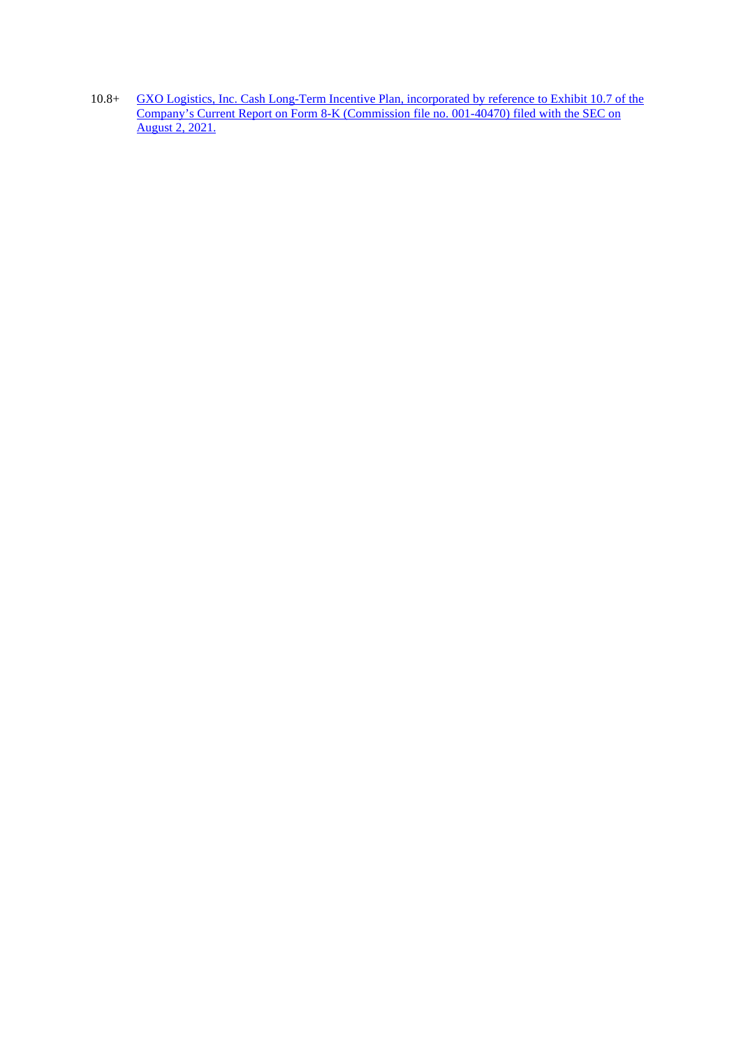| | |
|---|---|
| 10.8+ | GXO Logistics, Inc. Cash Long-Term Incentive Plan, incorporated by reference to Exhibit 10.7 of the Company's Current Report on Form 8-K (Commission file no. 001-40470) filed with the SEC on August 2, 2021. |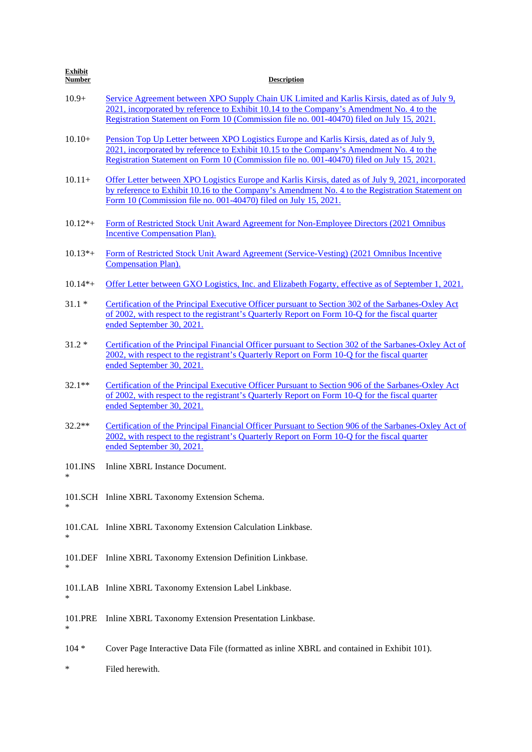| Exhibit Number | Description |
|---|---|
| 10.9+ | Service Agreement between XPO Supply Chain UK Limited and Karlis Kirsis, dated as of July 9, 2021, incorporated by reference to Exhibit 10.14 to the Company's Amendment No. 4 to the Registration Statement on Form 10 (Commission file no. 001-40470) filed on July 15, 2021. |
| 10.10+ | Pension Top Up Letter between XPO Logistics Europe and Karlis Kirsis, dated as of July 9, 2021, incorporated by reference to Exhibit 10.15 to the Company's Amendment No. 4 to the Registration Statement on Form 10 (Commission file no. 001-40470) filed on July 15, 2021. |
| 10.11+ | Offer Letter between XPO Logistics Europe and Karlis Kirsis, dated as of July 9, 2021, incorporated by reference to Exhibit 10.16 to the Company's Amendment No. 4 to the Registration Statement on Form 10 (Commission file no. 001-40470) filed on July 15, 2021. |
| 10.12*+ | Form of Restricted Stock Unit Award Agreement for Non-Employee Directors (2021 Omnibus Incentive Compensation Plan). |
| 10.13*+ | Form of Restricted Stock Unit Award Agreement (Service-Vesting) (2021 Omnibus Incentive Compensation Plan). |
| 10.14*+ | Offer Letter between GXO Logistics, Inc. and Elizabeth Fogarty, effective as of September 1, 2021. |
| 31.1 * | Certification of the Principal Executive Officer pursuant to Section 302 of the Sarbanes-Oxley Act of 2002, with respect to the registrant's Quarterly Report on Form 10-Q for the fiscal quarter ended September 30, 2021. |
| 31.2 * | Certification of the Principal Financial Officer pursuant to Section 302 of the Sarbanes-Oxley Act of 2002, with respect to the registrant's Quarterly Report on Form 10-Q for the fiscal quarter ended September 30, 2021. |
| 32.1** | Certification of the Principal Executive Officer Pursuant to Section 906 of the Sarbanes-Oxley Act of 2002, with respect to the registrant's Quarterly Report on Form 10-Q for the fiscal quarter ended September 30, 2021. |
| 32.2** | Certification of the Principal Financial Officer Pursuant to Section 906 of the Sarbanes-Oxley Act of 2002, with respect to the registrant's Quarterly Report on Form 10-Q for the fiscal quarter ended September 30, 2021. |
| 101.INS * | Inline XBRL Instance Document. |
| 101.SCH * | Inline XBRL Taxonomy Extension Schema. |
| 101.CAL * | Inline XBRL Taxonomy Extension Calculation Linkbase. |
| 101.DEF * | Inline XBRL Taxonomy Extension Definition Linkbase. |
| 101.LAB * | Inline XBRL Taxonomy Extension Label Linkbase. |
| 101.PRE * | Inline XBRL Taxonomy Extension Presentation Linkbase. |
| 104 * | Cover Page Interactive Data File (formatted as inline XBRL and contained in Exhibit 101). |

\* Filed herewith.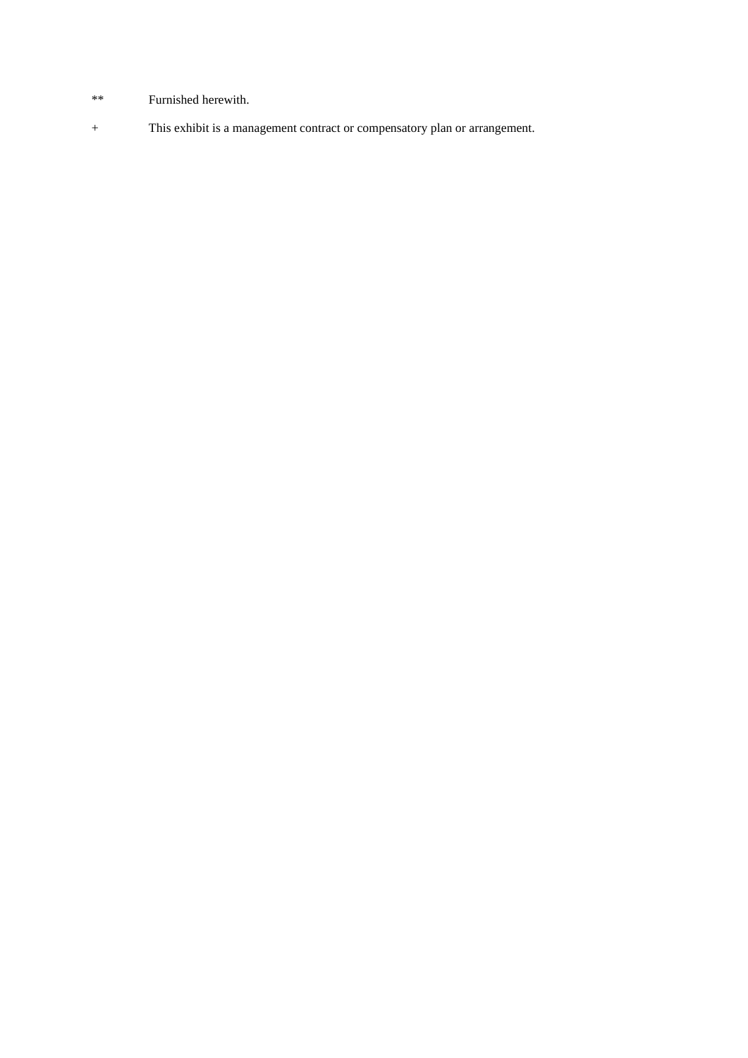** Furnished herewith.

+ This exhibit is a management contract or compensatory plan or arrangement.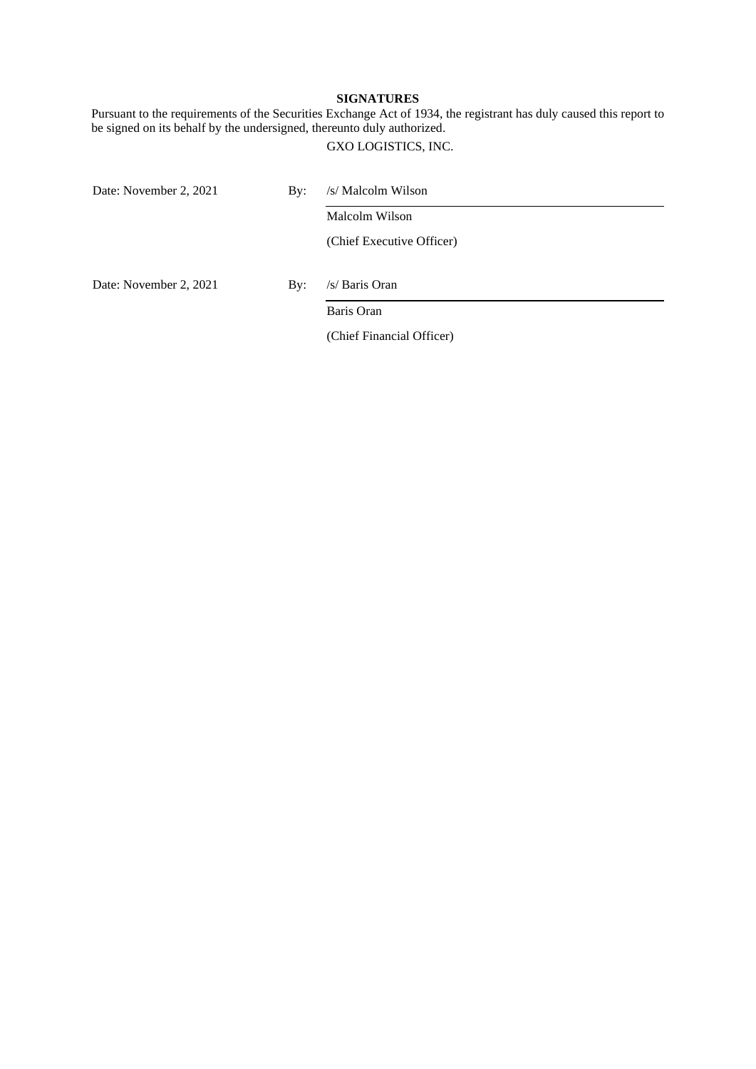## SIGNATURES

Pursuant to the requirements of the Securities Exchange Act of 1934, the registrant has duly caused this report to be signed on its behalf by the undersigned, thereunto duly authorized.

GXO LOGISTICS, INC.

| | | |
|---|---|---|
| Date: November 2, 2021 | By: | /s/ Malcolm Wilson |
| | | Malcolm Wilson |
| | | (Chief Executive Officer) |
| Date: November 2, 2021 | By: | /s/ Baris Oran |
| | | Baris Oran |
| | | (Chief Financial Officer) |